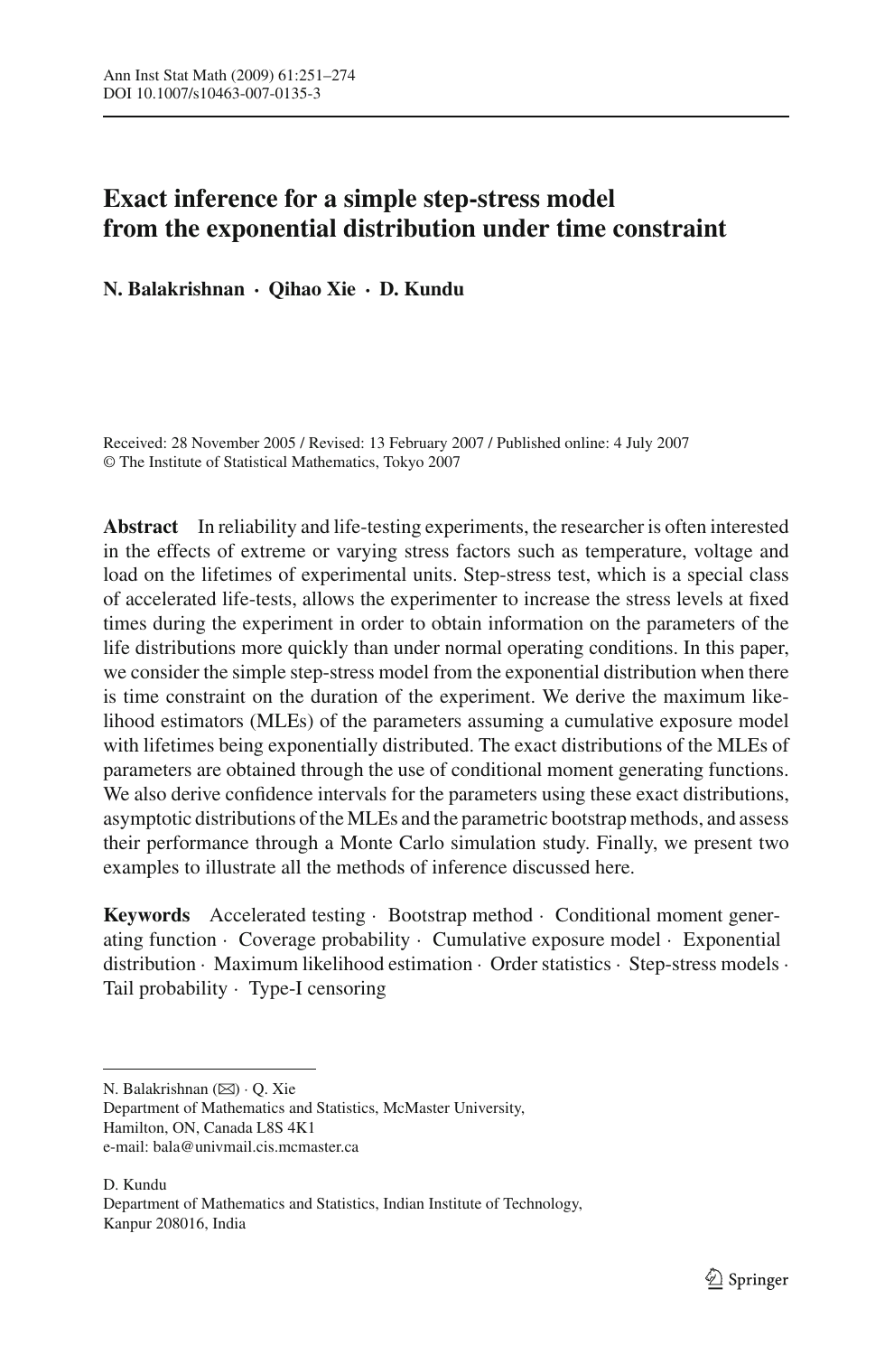# Exact inference for a simple step-stress model from the exponential distribution under time constraint

**N. Balakrishnan · Qihao Xie · D. Kundu**

Received: 28 November 2005 / Revised: 13 February 2007 / Published online: 4 July 2007
© The Institute of Statistical Mathematics, Tokyo 2007

**Abstract** In reliability and life-testing experiments, the researcher is often interested in the effects of extreme or varying stress factors such as temperature, voltage and load on the lifetimes of experimental units. Step-stress test, which is a special class of accelerated life-tests, allows the experimenter to increase the stress levels at fixed times during the experiment in order to obtain information on the parameters of the life distributions more quickly than under normal operating conditions. In this paper, we consider the simple step-stress model from the exponential distribution when there is time constraint on the duration of the experiment. We derive the maximum likelihood estimators (MLEs) of the parameters assuming a cumulative exposure model with lifetimes being exponentially distributed. The exact distributions of the MLEs of parameters are obtained through the use of conditional moment generating functions. We also derive confidence intervals for the parameters using these exact distributions, asymptotic distributions of the MLEs and the parametric bootstrap methods, and assess their performance through a Monte Carlo simulation study. Finally, we present two examples to illustrate all the methods of inference discussed here.

**Keywords** Accelerated testing · Bootstrap method · Conditional moment generating function · Coverage probability · Cumulative exposure model · Exponential distribution · Maximum likelihood estimation · Order statistics · Step-stress models · Tail probability · Type-I censoring

---

N. Balakrishnan (✉) · Q. Xie
Department of Mathematics and Statistics, McMaster University,
Hamilton, ON, Canada L8S 4K1
e-mail: bala@univmail.cis.mcmaster.ca

D. Kundu
Department of Mathematics and Statistics, Indian Institute of Technology,
Kanpur 208016, India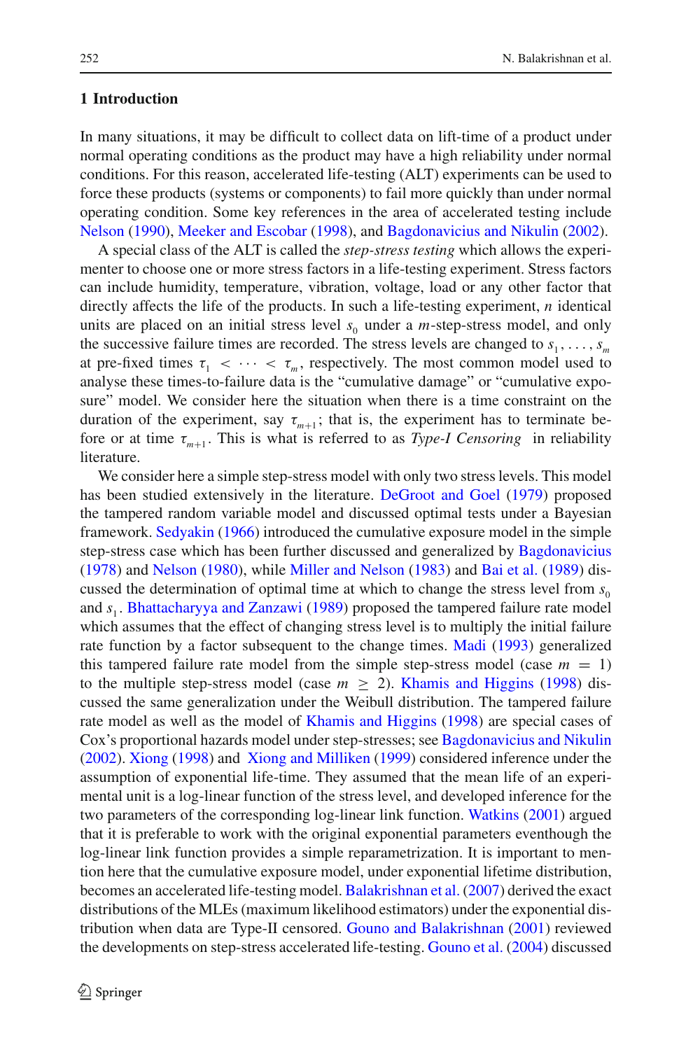# 1 Introduction

In many situations, it may be difficult to collect data on lift-time of a product under normal operating conditions as the product may have a high reliability under normal conditions. For this reason, accelerated life-testing (ALT) experiments can be used to force these products (systems or components) to fail more quickly than under normal operating condition. Some key references in the area of accelerated testing include Nelson (1990), Meeker and Escobar (1998), and Bagdonavicius and Nikulin (2002).

A special class of the ALT is called the *step-stress testing* which allows the experimenter to choose one or more stress factors in a life-testing experiment. Stress factors can include humidity, temperature, vibration, voltage, load or any other factor that directly affects the life of the products. In such a life-testing experiment, $n$ identical units are placed on an initial stress level $s_0$ under a $m$-step-stress model, and only the successive failure times are recorded. The stress levels are changed to $s_1, \ldots, s_m$ at pre-fixed times $\tau_1 < \cdots < \tau_m$, respectively. The most common model used to analyse these times-to-failure data is the "cumulative damage" or "cumulative exposure" model. We consider here the situation when there is a time constraint on the duration of the experiment, say $\tau_{m+1}$; that is, the experiment has to terminate before or at time $\tau_{m+1}$. This is what is referred to as *Type-I Censoring* in reliability literature.

We consider here a simple step-stress model with only two stress levels. This model has been studied extensively in the literature. DeGroot and Goel (1979) proposed the tampered random variable model and discussed optimal tests under a Bayesian framework. Sedyakin (1966) introduced the cumulative exposure model in the simple step-stress case which has been further discussed and generalized by Bagdonavicius (1978) and Nelson (1980), while Miller and Nelson (1983) and Bai et al. (1989) discussed the determination of optimal time at which to change the stress level from $s_0$ and $s_1$. Bhattacharyya and Zanzawi (1989) proposed the tampered failure rate model which assumes that the effect of changing stress level is to multiply the initial failure rate function by a factor subsequent to the change times. Madi (1993) generalized this tampered failure rate model from the simple step-stress model (case $m = 1$) to the multiple step-stress model (case $m \geq 2$). Khamis and Higgins (1998) discussed the same generalization under the Weibull distribution. The tampered failure rate model as well as the model of Khamis and Higgins (1998) are special cases of Cox's proportional hazards model under step-stresses; see Bagdonavicius and Nikulin (2002). Xiong (1998) and Xiong and Milliken (1999) considered inference under the assumption of exponential life-time. They assumed that the mean life of an experimental unit is a log-linear function of the stress level, and developed inference for the two parameters of the corresponding log-linear link function. Watkins (2001) argued that it is preferable to work with the original exponential parameters eventhough the log-linear link function provides a simple reparametrization. It is important to mention here that the cumulative exposure model, under exponential lifetime distribution, becomes an accelerated life-testing model. Balakrishnan et al. (2007) derived the exact distributions of the MLEs (maximum likelihood estimators) under the exponential distribution when data are Type-II censored. Gouno and Balakrishnan (2001) reviewed the developments on step-stress accelerated life-testing. Gouno et al. (2004) discussed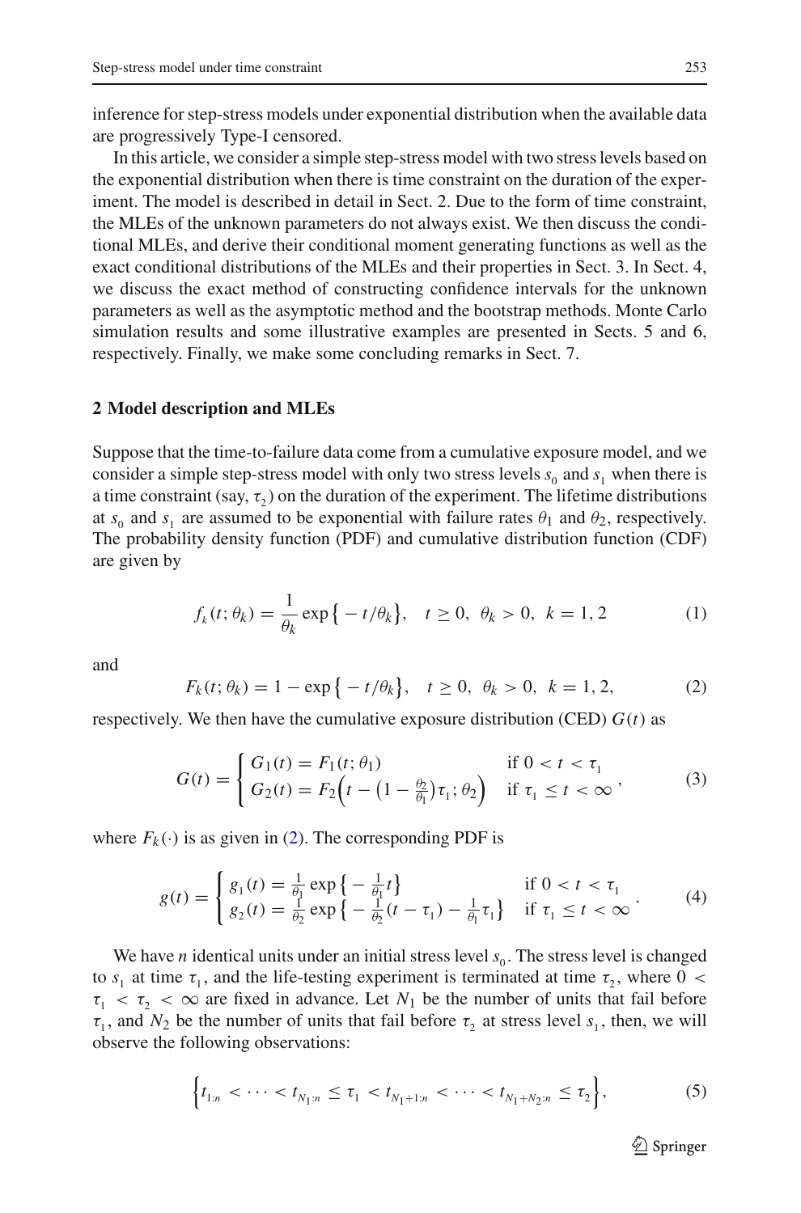inference for step-stress models under exponential distribution when the available data are progressively Type-I censored.

In this article, we consider a simple step-stress model with two stress levels based on the exponential distribution when there is time constraint on the duration of the experiment. The model is described in detail in Sect. 2. Due to the form of time constraint, the MLEs of the unknown parameters do not always exist. We then discuss the conditional MLEs, and derive their conditional moment generating functions as well as the exact conditional distributions of the MLEs and their properties in Sect. 3. In Sect. 4, we discuss the exact method of constructing confidence intervals for the unknown parameters as well as the asymptotic method and the bootstrap methods. Monte Carlo simulation results and some illustrative examples are presented in Sects. 5 and 6, respectively. Finally, we make some concluding remarks in Sect. 7.

## 2 Model description and MLEs

Suppose that the time-to-failure data come from a cumulative exposure model, and we consider a simple step-stress model with only two stress levels $s_0$ and $s_1$ when there is a time constraint (say, $\tau_2$) on the duration of the experiment. The lifetime distributions at $s_0$ and $s_1$ are assumed to be exponential with failure rates $\theta_1$ and $\theta_2$, respectively. The probability density function (PDF) and cumulative distribution function (CDF) are given by

$$f_k(t;\theta_k) = \frac{1}{\theta_k}\exp\big\{-t/\theta_k\big\}, \quad t \geq 0,\ \theta_k > 0,\ k = 1, 2 \tag{1}$$

and

$$F_k(t;\theta_k) = 1 - \exp\big\{-t/\theta_k\big\}, \quad t \geq 0,\ \theta_k > 0,\ k = 1, 2, \tag{2}$$

respectively. We then have the cumulative exposure distribution (CED) $G(t)$ as

$$G(t) = \begin{cases} G_1(t) = F_1(t;\theta_1) & \text{if } 0 < t < \tau_1 \\ G_2(t) = F_2\Big(t - \big(1 - \frac{\theta_2}{\theta_1}\big)\tau_1;\theta_2\Big) & \text{if } \tau_1 \leq t < \infty \end{cases}, \tag{3}$$

where $F_k(\cdot)$ is as given in (2). The corresponding PDF is

$$g(t) = \begin{cases} g_1(t) = \frac{1}{\theta_1}\exp\big\{-\frac{1}{\theta_1}t\big\} & \text{if } 0 < t < \tau_1 \\ g_2(t) = \frac{1}{\theta_2}\exp\big\{-\frac{1}{\theta_2}(t-\tau_1) - \frac{1}{\theta_1}\tau_1\big\} & \text{if } \tau_1 \leq t < \infty \end{cases}. \tag{4}$$

We have $n$ identical units under an initial stress level $s_0$. The stress level is changed to $s_1$ at time $\tau_1$, and the life-testing experiment is terminated at time $\tau_2$, where $0 < \tau_1 < \tau_2 < \infty$ are fixed in advance. Let $N_1$ be the number of units that fail before $\tau_1$, and $N_2$ be the number of units that fail before $\tau_2$ at stress level $s_1$, then, we will observe the following observations:

$$\Big\{t_{1:n} < \cdots < t_{N_1:n} \leq \tau_1 < t_{N_1+1:n} < \cdots < t_{N_1+N_2:n} \leq \tau_2\Big\}, \tag{5}$$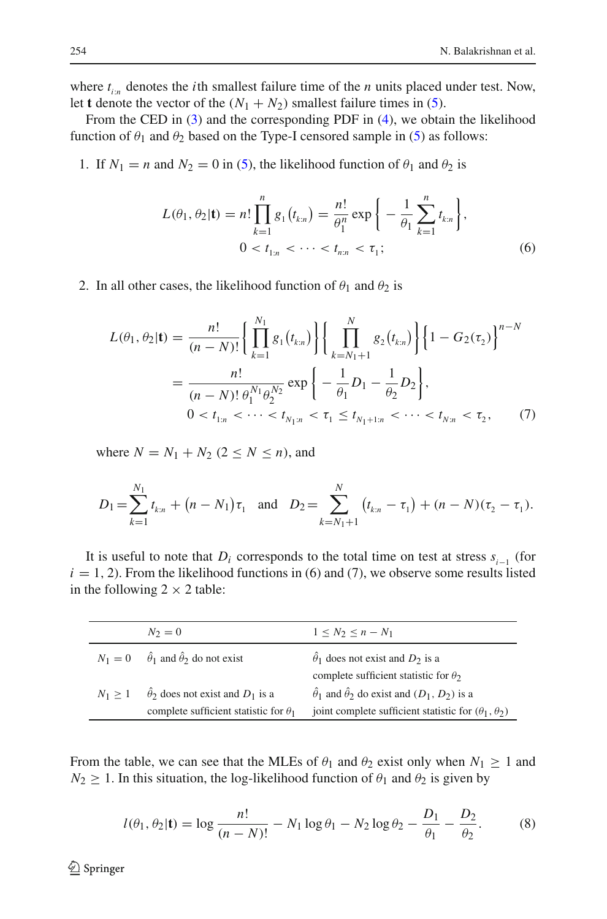where $t_{i:n}$ denotes the $i$th smallest failure time of the $n$ units placed under test. Now, let $\mathbf{t}$ denote the vector of the $(N_1 + N_2)$ smallest failure times in (5).

From the CED in (3) and the corresponding PDF in (4), we obtain the likelihood function of $\theta_1$ and $\theta_2$ based on the Type-I censored sample in (5) as follows:

1. If $N_1 = n$ and $N_2 = 0$ in (5), the likelihood function of $\theta_1$ and $\theta_2$ is

$$L(\theta_1, \theta_2|\mathbf{t}) = n! \prod_{k=1}^{n} g_1(t_{k:n}) = \frac{n!}{\theta_1^n} \exp\left\{ -\frac{1}{\theta_1} \sum_{k=1}^{n} t_{k:n} \right\},$$
$$0 < t_{1:n} < \cdots < t_{n:n} < \tau_1; \tag{6}$$

2. In all other cases, the likelihood function of $\theta_1$ and $\theta_2$ is

$$\begin{aligned} L(\theta_1, \theta_2|\mathbf{t}) &= \frac{n!}{(n-N)!} \left\{ \prod_{k=1}^{N_1} g_1(t_{k:n}) \right\} \left\{ \prod_{k=N_1+1}^{N} g_2(t_{k:n}) \right\} \left\{ 1 - G_2(\tau_2) \right\}^{n-N} \\ &= \frac{n!}{(n-N)!\, \theta_1^{N_1} \theta_2^{N_2}} \exp\left\{ -\frac{1}{\theta_1} D_1 - \frac{1}{\theta_2} D_2 \right\}, \\ &\quad 0 < t_{1:n} < \cdots < t_{N_1:n} < \tau_1 \le t_{N_1+1:n} < \cdots < t_{N:n} < \tau_2, \end{aligned} \tag{7}$$

where $N = N_1 + N_2$ $(2 \le N \le n)$, and

$$D_1 = \sum_{k=1}^{N_1} t_{k:n} + (n - N_1)\tau_1 \quad \text{and} \quad D_2 = \sum_{k=N_1+1}^{N} (t_{k:n} - \tau_1) + (n - N)(\tau_2 - \tau_1).$$

It is useful to note that $D_i$ corresponds to the total time on test at stress $s_{i-1}$ (for $i = 1, 2$). From the likelihood functions in (6) and (7), we observe some results listed in the following $2 \times 2$ table:

| | $N_2 = 0$ | $1 \le N_2 \le n - N_1$ |
|---|---|---|
| $N_1 = 0$ | $\hat{\theta}_1$ and $\hat{\theta}_2$ do not exist | $\hat{\theta}_1$ does not exist and $D_2$ is a complete sufficient statistic for $\theta_2$ |
| $N_1 \ge 1$ | $\hat{\theta}_2$ does not exist and $D_1$ is a complete sufficient statistic for $\theta_1$ | $\hat{\theta}_1$ and $\hat{\theta}_2$ do exist and $(D_1, D_2)$ is a joint complete sufficient statistic for $(\theta_1, \theta_2)$ |

From the table, we can see that the MLEs of $\theta_1$ and $\theta_2$ exist only when $N_1 \ge 1$ and $N_2 \ge 1$. In this situation, the log-likelihood function of $\theta_1$ and $\theta_2$ is given by

$$l(\theta_1, \theta_2|\mathbf{t}) = \log \frac{n!}{(n-N)!} - N_1 \log \theta_1 - N_2 \log \theta_2 - \frac{D_1}{\theta_1} - \frac{D_2}{\theta_2}. \tag{8}$$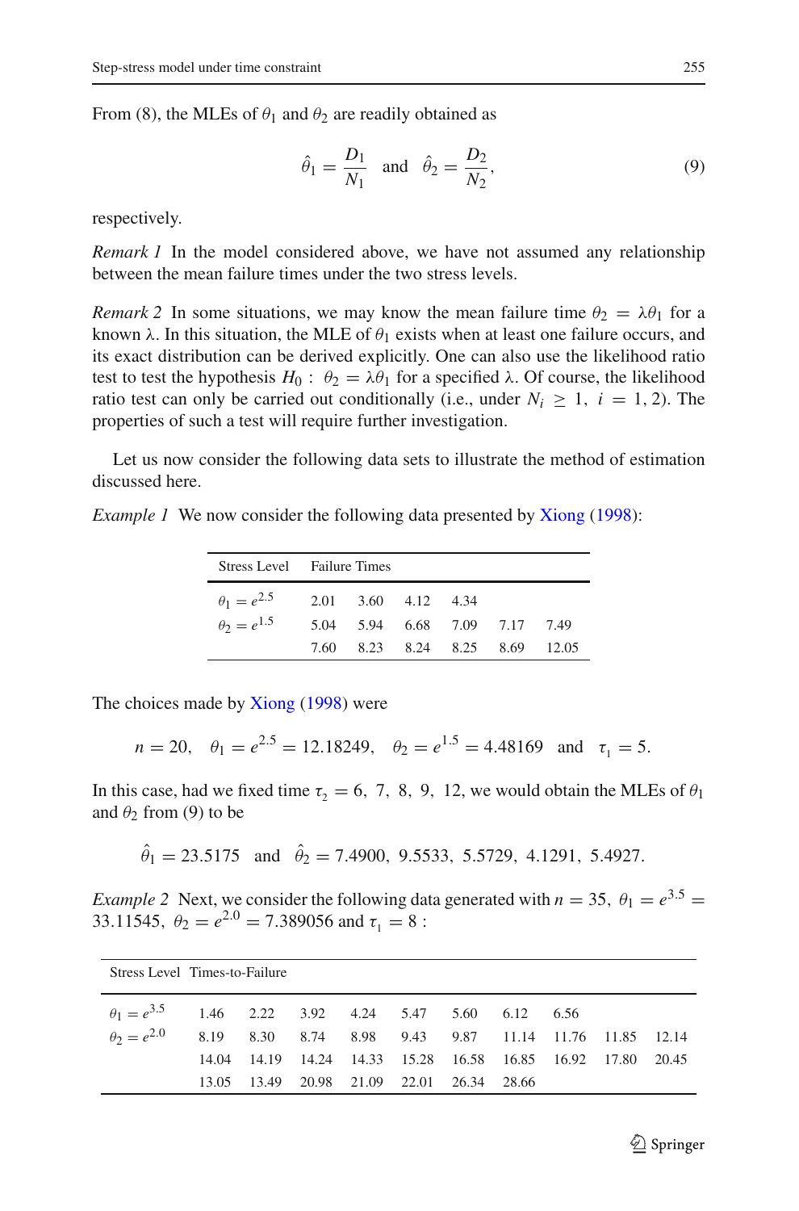From (8), the MLEs of $\theta_1$ and $\theta_2$ are readily obtained as

$$\hat{\theta}_1 = \frac{D_1}{N_1} \quad \text{and} \quad \hat{\theta}_2 = \frac{D_2}{N_2}, \tag{9}$$

respectively.

*Remark 1* In the model considered above, we have not assumed any relationship between the mean failure times under the two stress levels.

*Remark 2* In some situations, we may know the mean failure time $\theta_2 = \lambda\theta_1$ for a known $\lambda$. In this situation, the MLE of $\theta_1$ exists when at least one failure occurs, and its exact distribution can be derived explicitly. One can also use the likelihood ratio test to test the hypothesis $H_0: \ \theta_2 = \lambda\theta_1$ for a specified $\lambda$. Of course, the likelihood ratio test can only be carried out conditionally (i.e., under $N_i \geq 1, \ i = 1, 2$). The properties of such a test will require further investigation.

Let us now consider the following data sets to illustrate the method of estimation discussed here.

*Example 1* We now consider the following data presented by Xiong (1998):

| Stress Level | Failure Times | | | | | |
|---|---|---|---|---|---|---|
| $\theta_1 = e^{2.5}$ | 2.01 | 3.60 | 4.12 | 4.34 | | |
| $\theta_2 = e^{1.5}$ | 5.04 | 5.94 | 6.68 | 7.09 | 7.17 | 7.49 |
| | 7.60 | 8.23 | 8.24 | 8.25 | 8.69 | 12.05 |

The choices made by Xiong (1998) were

$$n = 20, \quad \theta_1 = e^{2.5} = 12.18249, \quad \theta_2 = e^{1.5} = 4.48169 \quad \text{and} \quad \tau_1 = 5.$$

In this case, had we fixed time $\tau_2 = 6, \ 7, \ 8, \ 9, \ 12$, we would obtain the MLEs of $\theta_1$ and $\theta_2$ from (9) to be

$$\hat{\theta}_1 = 23.5175 \quad \text{and} \quad \hat{\theta}_2 = 7.4900, \ 9.5533, \ 5.5729, \ 4.1291, \ 5.4927.$$

*Example 2* Next, we consider the following data generated with $n = 35$, $\theta_1 = e^{3.5} = 33.11545$, $\theta_2 = e^{2.0} = 7.389056$ and $\tau_1 = 8$ :

| Stress Level | Times-to-Failure | | | | | | | | | |
|---|---|---|---|---|---|---|---|---|---|---|
| $\theta_1 = e^{3.5}$ | 1.46 | 2.22 | 3.92 | 4.24 | 5.47 | 5.60 | 6.12 | 6.56 | | |
| $\theta_2 = e^{2.0}$ | 8.19 | 8.30 | 8.74 | 8.98 | 9.43 | 9.87 | 11.14 | 11.76 | 11.85 | 12.14 |
| | 14.04 | 14.19 | 14.24 | 14.33 | 15.28 | 16.58 | 16.85 | 16.92 | 17.80 | 20.45 |
| | 13.05 | 13.49 | 20.98 | 21.09 | 22.01 | 26.34 | 28.66 | | | |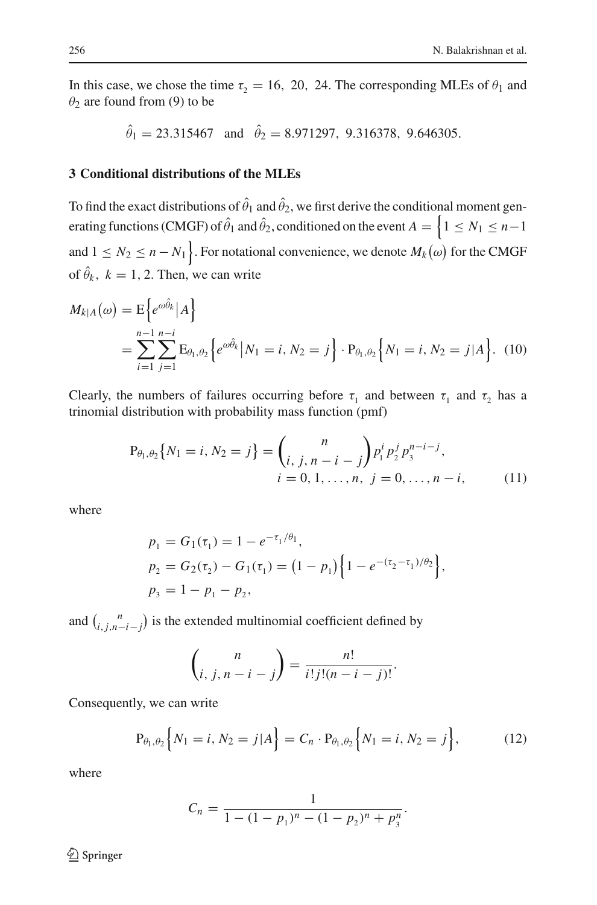In this case, we chose the time $\tau_2 = 16,\ 20,\ 24$. The corresponding MLEs of $\theta_1$ and $\theta_2$ are found from (9) to be

$$\hat{\theta}_1 = 23.315467 \quad \text{and} \quad \hat{\theta}_2 = 8.971297,\ 9.316378,\ 9.646305.$$

## 3 Conditional distributions of the MLEs

To find the exact distributions of $\hat{\theta}_1$ and $\hat{\theta}_2$, we first derive the conditional moment generating functions (CMGF) of $\hat{\theta}_1$ and $\hat{\theta}_2$, conditioned on the event $A = \Big\{1 \le N_1 \le n-1$ and $1 \le N_2 \le n - N_1\Big\}$. For notational convenience, we denote $M_k\big(\omega\big)$ for the CMGF of $\hat{\theta}_k,\ k = 1, 2$. Then, we can write

$$\begin{aligned} M_{k|A}\big(\omega\big) &= \mathrm{E}\Big\{e^{\omega\hat{\theta}_k}\big|A\Big\} \\ &= \sum_{i=1}^{n-1}\sum_{j=1}^{n-i} \mathrm{E}_{\theta_1,\theta_2}\Big\{e^{\omega\hat{\theta}_k}\big|N_1 = i, N_2 = j\Big\} \cdot \mathrm{P}_{\theta_1,\theta_2}\Big\{N_1 = i, N_2 = j|A\Big\}. \quad (10) \end{aligned}$$

Clearly, the numbers of failures occurring before $\tau_1$ and between $\tau_1$ and $\tau_2$ has a trinomial distribution with probability mass function (pmf)

$$\mathrm{P}_{\theta_1,\theta_2}\big\{N_1 = i, N_2 = j\big\} = \binom{n}{i,\, j,\, n-i-j} p_1^i\, p_2^j\, p_3^{n-i-j}, \qquad i = 0, 1, \ldots, n,\ j = 0, \ldots, n-i, \quad (11)$$

where

$$\begin{aligned} p_1 &= G_1(\tau_1) = 1 - e^{-\tau_1/\theta_1}, \\ p_2 &= G_2(\tau_2) - G_1(\tau_1) = \big(1 - p_1\big)\Big\{1 - e^{-(\tau_2-\tau_1)/\theta_2}\Big\}, \\ p_3 &= 1 - p_1 - p_2, \end{aligned}$$

and $\binom{n}{i,\, j,\, n-i-j}$ is the extended multinomial coefficient defined by

$$\binom{n}{i,\, j,\, n-i-j} = \frac{n!}{i!\,j!\,(n-i-j)!}.$$

Consequently, we can write

$$\mathrm{P}_{\theta_1,\theta_2}\Big\{N_1 = i, N_2 = j|A\Big\} = C_n \cdot \mathrm{P}_{\theta_1,\theta_2}\Big\{N_1 = i, N_2 = j\Big\}, \quad (12)$$

where

$$C_n = \frac{1}{1 - (1-p_1)^n - (1-p_2)^n + p_3^n}.$$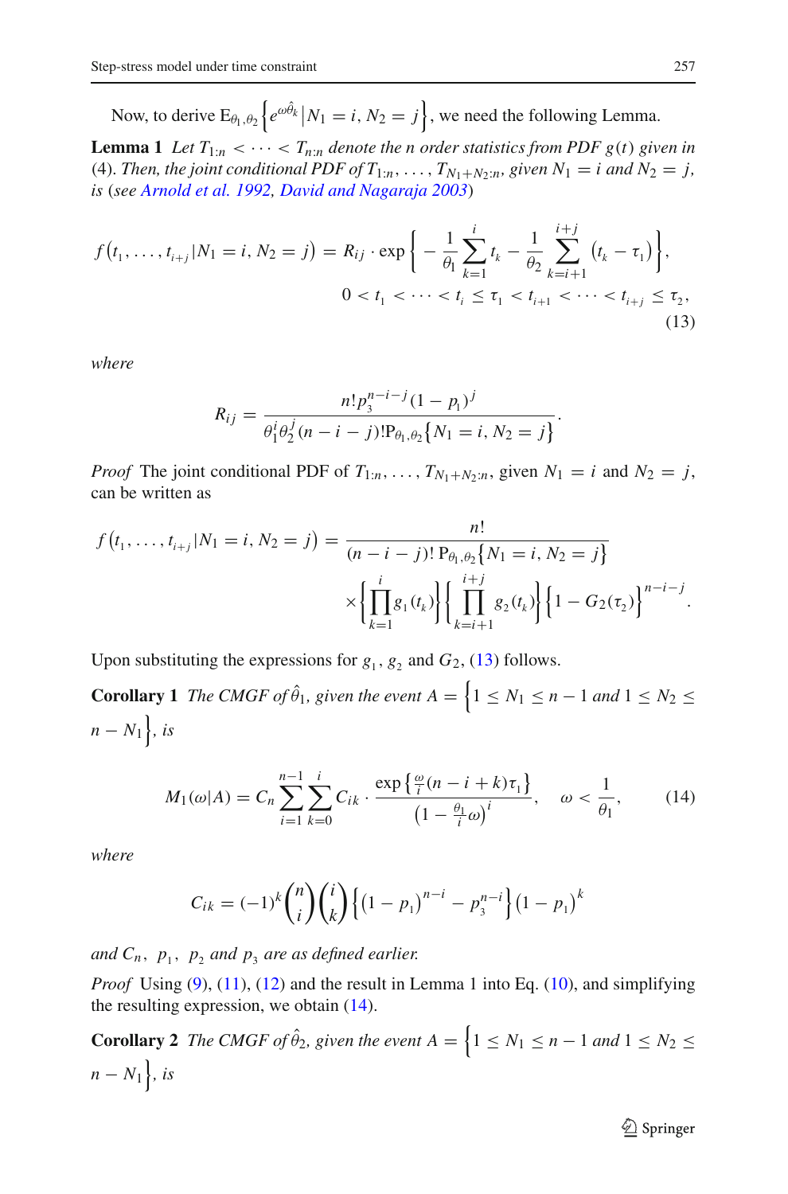Now, to derive $\mathrm{E}_{\theta_1,\theta_2}\left\{e^{\omega\hat{\theta}_k}|N_1 = i, N_2 = j\right\}$, we need the following Lemma.

**Lemma 1** *Let $T_{1:n} < \cdots < T_{n:n}$ denote the n order statistics from PDF $g(t)$ given in (4). Then, the joint conditional PDF of $T_{1:n}, \ldots, T_{N_1+N_2:n}$, given $N_1 = i$ and $N_2 = j$, is (see Arnold et al. 1992, David and Nagaraja 2003)*

$$
f\left(t_1, \ldots, t_{i+j}|N_1 = i, N_2 = j\right) = R_{ij} \cdot \exp\left\{ -\frac{1}{\theta_1}\sum_{k=1}^{i} t_k - \frac{1}{\theta_2}\sum_{k=i+1}^{i+j}\left(t_k - \tau_1\right)\right\},
$$
$$
0 < t_1 < \cdots < t_i \leq \tau_1 < t_{i+1} < \cdots < t_{i+j} \leq \tau_2, \tag{13}
$$

*where*

$$
R_{ij} = \frac{n!\,p_3^{n-i-j}(1-p_1)^j}{\theta_1^i\theta_2^j(n-i-j)!\,\mathrm{P}_{\theta_1,\theta_2}\{N_1 = i, N_2 = j\}}.
$$

*Proof* The joint conditional PDF of $T_{1:n}, \ldots, T_{N_1+N_2:n}$, given $N_1 = i$ and $N_2 = j$, can be written as

$$
f\left(t_1, \ldots, t_{i+j}|N_1 = i, N_2 = j\right) = \frac{n!}{(n-i-j)!\,\mathrm{P}_{\theta_1,\theta_2}\{N_1 = i, N_2 = j\}}
$$
$$
\times\left\{\prod_{k=1}^{i} g_1\left(t_k\right)\right\}\left\{\prod_{k=i+1}^{i+j} g_2\left(t_k\right)\right\}\left\{1 - G_2(\tau_2)\right\}^{n-i-j}.
$$

Upon substituting the expressions for $g_1$, $g_2$ and $G_2$, (13) follows.

**Corollary 1** *The CMGF of $\hat{\theta}_1$, given the event $A = \left\{1 \leq N_1 \leq n-1 \text{ and } 1 \leq N_2 \leq n - N_1\right\}$, is*

$$
M_1(\omega|A) = C_n\sum_{i=1}^{n-1}\sum_{k=0}^{i} C_{ik} \cdot \frac{\exp\left\{\frac{\omega}{i}(n-i+k)\tau_1\right\}}{\left(1 - \frac{\theta_1}{i}\omega\right)^i}, \quad \omega < \frac{1}{\theta_1}, \tag{14}
$$

*where*

$$
C_{ik} = (-1)^k\binom{n}{i}\binom{i}{k}\left\{\left(1-p_1\right)^{n-i} - p_3^{n-i}\right\}\left(1-p_1\right)^k
$$

*and $C_n$, $p_1$, $p_2$ and $p_3$ are as defined earlier.*

*Proof* Using (9), (11), (12) and the result in Lemma 1 into Eq. (10), and simplifying the resulting expression, we obtain (14).

**Corollary 2** *The CMGF of $\hat{\theta}_2$, given the event $A = \left\{1 \leq N_1 \leq n-1 \text{ and } 1 \leq N_2 \leq n - N_1\right\}$, is*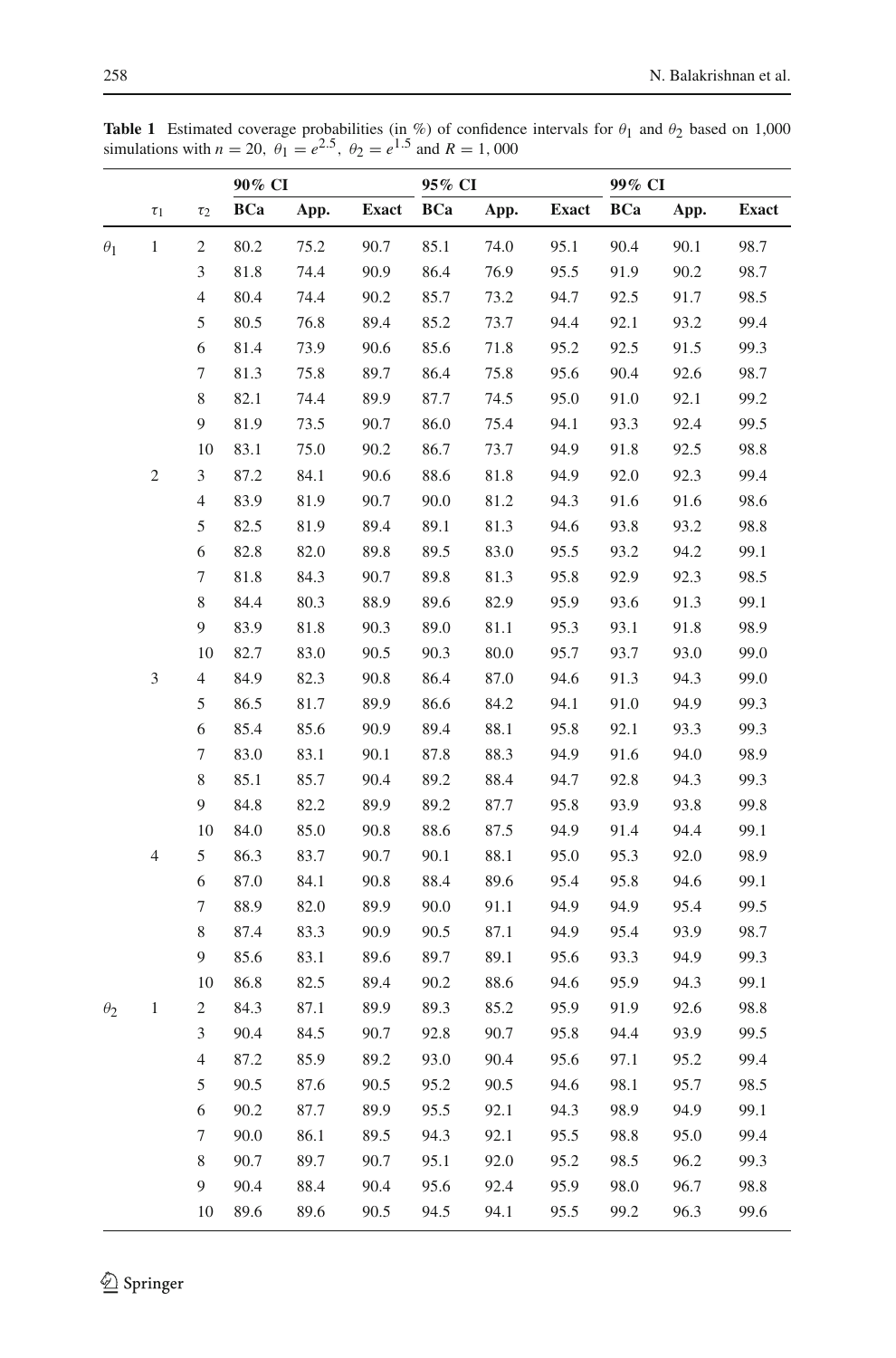**Table 1** Estimated coverage probabilities (in %) of confidence intervals for $\theta_1$ and $\theta_2$ based on 1,000 simulations with $n = 20$, $\theta_1 = e^{2.5}$, $\theta_2 = e^{1.5}$ and $R = 1,000$

| | | | 90% CI | | | 95% CI | | | 99% CI | | |
|---|---|---|---|---|---|---|---|---|---|---|---|
| | $\tau_1$ | $\tau_2$ | **BCa** | **App.** | **Exact** | **BCa** | **App.** | **Exact** | **BCa** | **App.** | **Exact** |
| $\theta_1$ | 1 | 2 | 80.2 | 75.2 | 90.7 | 85.1 | 74.0 | 95.1 | 90.4 | 90.1 | 98.7 |
| | | 3 | 81.8 | 74.4 | 90.9 | 86.4 | 76.9 | 95.5 | 91.9 | 90.2 | 98.7 |
| | | 4 | 80.4 | 74.4 | 90.2 | 85.7 | 73.2 | 94.7 | 92.5 | 91.7 | 98.5 |
| | | 5 | 80.5 | 76.8 | 89.4 | 85.2 | 73.7 | 94.4 | 92.1 | 93.2 | 99.4 |
| | | 6 | 81.4 | 73.9 | 90.6 | 85.6 | 71.8 | 95.2 | 92.5 | 91.5 | 99.3 |
| | | 7 | 81.3 | 75.8 | 89.7 | 86.4 | 75.8 | 95.6 | 90.4 | 92.6 | 98.7 |
| | | 8 | 82.1 | 74.4 | 89.9 | 87.7 | 74.5 | 95.0 | 91.0 | 92.1 | 99.2 |
| | | 9 | 81.9 | 73.5 | 90.7 | 86.0 | 75.4 | 94.1 | 93.3 | 92.4 | 99.5 |
| | | 10 | 83.1 | 75.0 | 90.2 | 86.7 | 73.7 | 94.9 | 91.8 | 92.5 | 98.8 |
| | 2 | 3 | 87.2 | 84.1 | 90.6 | 88.6 | 81.8 | 94.9 | 92.0 | 92.3 | 99.4 |
| | | 4 | 83.9 | 81.9 | 90.7 | 90.0 | 81.2 | 94.3 | 91.6 | 91.6 | 98.6 |
| | | 5 | 82.5 | 81.9 | 89.4 | 89.1 | 81.3 | 94.6 | 93.8 | 93.2 | 98.8 |
| | | 6 | 82.8 | 82.0 | 89.8 | 89.5 | 83.0 | 95.5 | 93.2 | 94.2 | 99.1 |
| | | 7 | 81.8 | 84.3 | 90.7 | 89.8 | 81.3 | 95.8 | 92.9 | 92.3 | 98.5 |
| | | 8 | 84.4 | 80.3 | 88.9 | 89.6 | 82.9 | 95.9 | 93.6 | 91.3 | 99.1 |
| | | 9 | 83.9 | 81.8 | 90.3 | 89.0 | 81.1 | 95.3 | 93.1 | 91.8 | 98.9 |
| | | 10 | 82.7 | 83.0 | 90.5 | 90.3 | 80.0 | 95.7 | 93.7 | 93.0 | 99.0 |
| | 3 | 4 | 84.9 | 82.3 | 90.8 | 86.4 | 87.0 | 94.6 | 91.3 | 94.3 | 99.0 |
| | | 5 | 86.5 | 81.7 | 89.9 | 86.6 | 84.2 | 94.1 | 91.0 | 94.9 | 99.3 |
| | | 6 | 85.4 | 85.6 | 90.9 | 89.4 | 88.1 | 95.8 | 92.1 | 93.3 | 99.3 |
| | | 7 | 83.0 | 83.1 | 90.1 | 87.8 | 88.3 | 94.9 | 91.6 | 94.0 | 98.9 |
| | | 8 | 85.1 | 85.7 | 90.4 | 89.2 | 88.4 | 94.7 | 92.8 | 94.3 | 99.3 |
| | | 9 | 84.8 | 82.2 | 89.9 | 89.2 | 87.7 | 95.8 | 93.9 | 93.8 | 99.8 |
| | | 10 | 84.0 | 85.0 | 90.8 | 88.6 | 87.5 | 94.9 | 91.4 | 94.4 | 99.1 |
| | 4 | 5 | 86.3 | 83.7 | 90.7 | 90.1 | 88.1 | 95.0 | 95.3 | 92.0 | 98.9 |
| | | 6 | 87.0 | 84.1 | 90.8 | 88.4 | 89.6 | 95.4 | 95.8 | 94.6 | 99.1 |
| | | 7 | 88.9 | 82.0 | 89.9 | 90.0 | 91.1 | 94.9 | 94.9 | 95.4 | 99.5 |
| | | 8 | 87.4 | 83.3 | 90.9 | 90.5 | 87.1 | 94.9 | 95.4 | 93.9 | 98.7 |
| | | 9 | 85.6 | 83.1 | 89.6 | 89.7 | 89.1 | 95.6 | 93.3 | 94.9 | 99.3 |
| | | 10 | 86.8 | 82.5 | 89.4 | 90.2 | 88.6 | 94.6 | 95.9 | 94.3 | 99.1 |
| $\theta_2$ | 1 | 2 | 84.3 | 87.1 | 89.9 | 89.3 | 85.2 | 95.9 | 91.9 | 92.6 | 98.8 |
| | | 3 | 90.4 | 84.5 | 90.7 | 92.8 | 90.7 | 95.8 | 94.4 | 93.9 | 99.5 |
| | | 4 | 87.2 | 85.9 | 89.2 | 93.0 | 90.4 | 95.6 | 97.1 | 95.2 | 99.4 |
| | | 5 | 90.5 | 87.6 | 90.5 | 95.2 | 90.5 | 94.6 | 98.1 | 95.7 | 98.5 |
| | | 6 | 90.2 | 87.7 | 89.9 | 95.5 | 92.1 | 94.3 | 98.9 | 94.9 | 99.1 |
| | | 7 | 90.0 | 86.1 | 89.5 | 94.3 | 92.1 | 95.5 | 98.8 | 95.0 | 99.4 |
| | | 8 | 90.7 | 89.7 | 90.7 | 95.1 | 92.0 | 95.2 | 98.5 | 96.2 | 99.3 |
| | | 9 | 90.4 | 88.4 | 90.4 | 95.6 | 92.4 | 95.9 | 98.0 | 96.7 | 98.8 |
| | | 10 | 89.6 | 89.6 | 90.5 | 94.5 | 94.1 | 95.5 | 99.2 | 96.3 | 99.6 |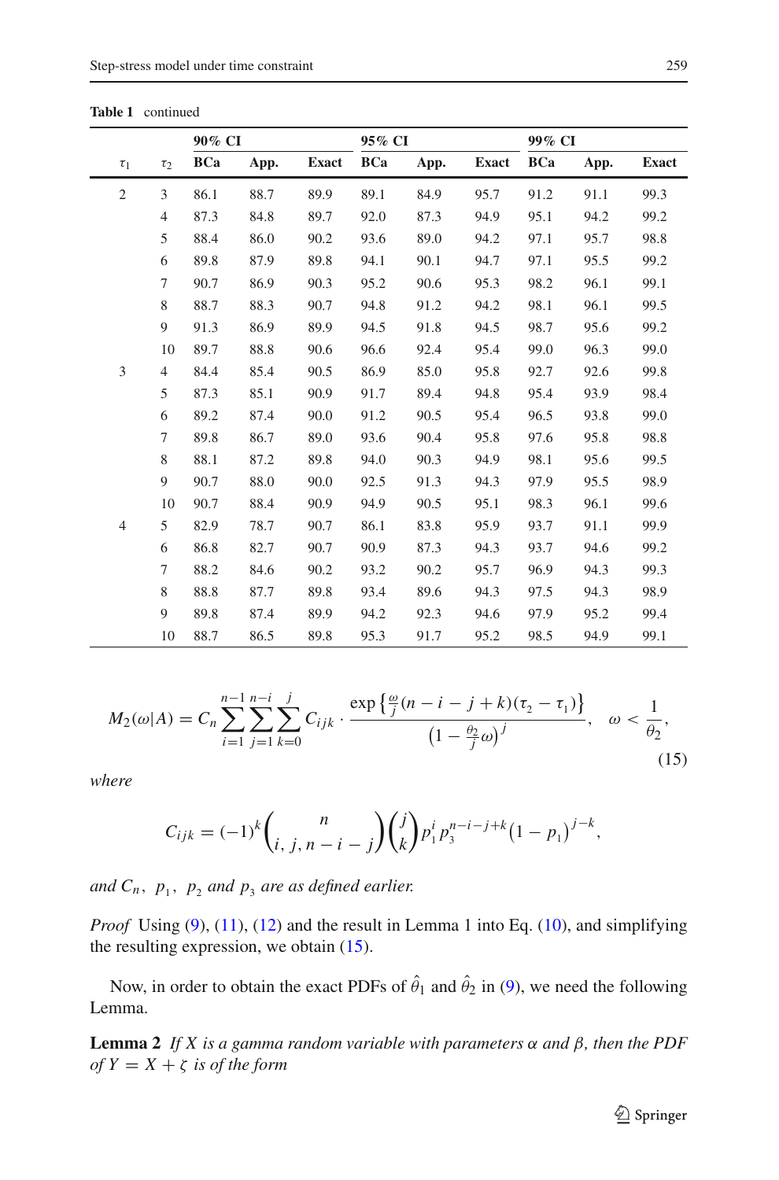**Table 1** continued

| $\tau_1$ | $\tau_2$ | 90% CI | | | 95% CI | | | 99% CI | | |
|---|---|---|---|---|---|---|---|---|---|---|
| | | **BCa** | **App.** | **Exact** | **BCa** | **App.** | **Exact** | **BCa** | **App.** | **Exact** |
| 2 | 3 | 86.1 | 88.7 | 89.9 | 89.1 | 84.9 | 95.7 | 91.2 | 91.1 | 99.3 |
| | 4 | 87.3 | 84.8 | 89.7 | 92.0 | 87.3 | 94.9 | 95.1 | 94.2 | 99.2 |
| | 5 | 88.4 | 86.0 | 90.2 | 93.6 | 89.0 | 94.2 | 97.1 | 95.7 | 98.8 |
| | 6 | 89.8 | 87.9 | 89.8 | 94.1 | 90.1 | 94.7 | 97.1 | 95.5 | 99.2 |
| | 7 | 90.7 | 86.9 | 90.3 | 95.2 | 90.6 | 95.3 | 98.2 | 96.1 | 99.1 |
| | 8 | 88.7 | 88.3 | 90.7 | 94.8 | 91.2 | 94.2 | 98.1 | 96.1 | 99.5 |
| | 9 | 91.3 | 86.9 | 89.9 | 94.5 | 91.8 | 94.5 | 98.7 | 95.6 | 99.2 |
| | 10 | 89.7 | 88.8 | 90.6 | 96.6 | 92.4 | 95.4 | 99.0 | 96.3 | 99.0 |
| 3 | 4 | 84.4 | 85.4 | 90.5 | 86.9 | 85.0 | 95.8 | 92.7 | 92.6 | 99.8 |
| | 5 | 87.3 | 85.1 | 90.9 | 91.7 | 89.4 | 94.8 | 95.4 | 93.9 | 98.4 |
| | 6 | 89.2 | 87.4 | 90.0 | 91.2 | 90.5 | 95.4 | 96.5 | 93.8 | 99.0 |
| | 7 | 89.8 | 86.7 | 89.0 | 93.6 | 90.4 | 95.8 | 97.6 | 95.8 | 98.8 |
| | 8 | 88.1 | 87.2 | 89.8 | 94.0 | 90.3 | 94.9 | 98.1 | 95.6 | 99.5 |
| | 9 | 90.7 | 88.0 | 90.0 | 92.5 | 91.3 | 94.3 | 97.9 | 95.5 | 98.9 |
| | 10 | 90.7 | 88.4 | 90.9 | 94.9 | 90.5 | 95.1 | 98.3 | 96.1 | 99.6 |
| 4 | 5 | 82.9 | 78.7 | 90.7 | 86.1 | 83.8 | 95.9 | 93.7 | 91.1 | 99.9 |
| | 6 | 86.8 | 82.7 | 90.7 | 90.9 | 87.3 | 94.3 | 93.7 | 94.6 | 99.2 |
| | 7 | 88.2 | 84.6 | 90.2 | 93.2 | 90.2 | 95.7 | 96.9 | 94.3 | 99.3 |
| | 8 | 88.8 | 87.7 | 89.8 | 93.4 | 89.6 | 94.3 | 97.5 | 94.3 | 98.9 |
| | 9 | 89.8 | 87.4 | 89.9 | 94.2 | 92.3 | 94.6 | 97.9 | 95.2 | 99.4 |
| | 10 | 88.7 | 86.5 | 89.8 | 95.3 | 91.7 | 95.2 | 98.5 | 94.9 | 99.1 |

$$M_2(\omega|A) = C_n \sum_{i=1}^{n-1} \sum_{j=1}^{n-i} \sum_{k=0}^{j} C_{ijk} \cdot \frac{\exp\left\{\frac{\omega}{j}(n-i-j+k)(\tau_2 - \tau_1)\right\}}{\left(1 - \frac{\theta_2}{j}\omega\right)^j}, \quad \omega < \frac{1}{\theta_2}, \tag{15}$$

*where*

$$C_{ijk} = (-1)^k \binom{n}{i,\, j,\, n-i-j} \binom{j}{k} p_1^i p_3^{n-i-j+k} \left(1 - p_1\right)^{j-k},$$

*and $C_n$, $p_1$, $p_2$ and $p_3$ are as defined earlier.*

*Proof* Using (9), (11), (12) and the result in Lemma 1 into Eq. (10), and simplifying the resulting expression, we obtain (15).

Now, in order to obtain the exact PDFs of $\hat{\theta}_1$ and $\hat{\theta}_2$ in (9), we need the following Lemma.

**Lemma 2** *If $X$ is a gamma random variable with parameters $\alpha$ and $\beta$, then the PDF of $Y = X + \zeta$ is of the form*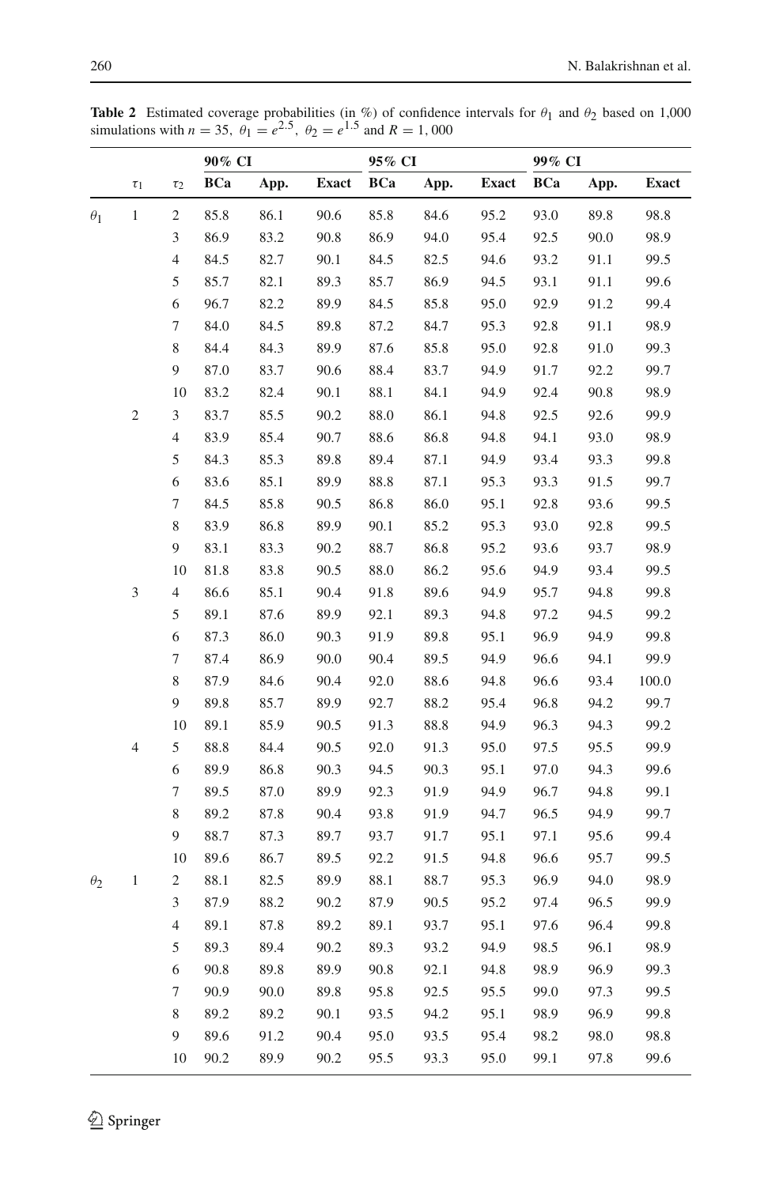**Table 2** Estimated coverage probabilities (in %) of confidence intervals for $\theta_1$ and $\theta_2$ based on 1,000 simulations with $n = 35$, $\theta_1 = e^{2.5}$, $\theta_2 = e^{1.5}$ and $R = 1,000$

| | | | 90% CI | | | 95% CI | | | 99% CI | | |
|---|---|---|---|---|---|---|---|---|---|---|---|
| | $\tau_1$ | $\tau_2$ | BCa | App. | Exact | BCa | App. | Exact | BCa | App. | Exact |
| $\theta_1$ | 1 | 2 | 85.8 | 86.1 | 90.6 | 85.8 | 84.6 | 95.2 | 93.0 | 89.8 | 98.8 |
| | | 3 | 86.9 | 83.2 | 90.8 | 86.9 | 94.0 | 95.4 | 92.5 | 90.0 | 98.9 |
| | | 4 | 84.5 | 82.7 | 90.1 | 84.5 | 82.5 | 94.6 | 93.2 | 91.1 | 99.5 |
| | | 5 | 85.7 | 82.1 | 89.3 | 85.7 | 86.9 | 94.5 | 93.1 | 91.1 | 99.6 |
| | | 6 | 96.7 | 82.2 | 89.9 | 84.5 | 85.8 | 95.0 | 92.9 | 91.2 | 99.4 |
| | | 7 | 84.0 | 84.5 | 89.8 | 87.2 | 84.7 | 95.3 | 92.8 | 91.1 | 98.9 |
| | | 8 | 84.4 | 84.3 | 89.9 | 87.6 | 85.8 | 95.0 | 92.8 | 91.0 | 99.3 |
| | | 9 | 87.0 | 83.7 | 90.6 | 88.4 | 83.7 | 94.9 | 91.7 | 92.2 | 99.7 |
| | | 10 | 83.2 | 82.4 | 90.1 | 88.1 | 84.1 | 94.9 | 92.4 | 90.8 | 98.9 |
| | 2 | 3 | 83.7 | 85.5 | 90.2 | 88.0 | 86.1 | 94.8 | 92.5 | 92.6 | 99.9 |
| | | 4 | 83.9 | 85.4 | 90.7 | 88.6 | 86.8 | 94.8 | 94.1 | 93.0 | 98.9 |
| | | 5 | 84.3 | 85.3 | 89.8 | 89.4 | 87.1 | 94.9 | 93.4 | 93.3 | 99.8 |
| | | 6 | 83.6 | 85.1 | 89.9 | 88.8 | 87.1 | 95.3 | 93.3 | 91.5 | 99.7 |
| | | 7 | 84.5 | 85.8 | 90.5 | 86.8 | 86.0 | 95.1 | 92.8 | 93.6 | 99.5 |
| | | 8 | 83.9 | 86.8 | 89.9 | 90.1 | 85.2 | 95.3 | 93.0 | 92.8 | 99.5 |
| | | 9 | 83.1 | 83.3 | 90.2 | 88.7 | 86.8 | 95.2 | 93.6 | 93.7 | 98.9 |
| | | 10 | 81.8 | 83.8 | 90.5 | 88.0 | 86.2 | 95.6 | 94.9 | 93.4 | 99.5 |
| | 3 | 4 | 86.6 | 85.1 | 90.4 | 91.8 | 89.6 | 94.9 | 95.7 | 94.8 | 99.8 |
| | | 5 | 89.1 | 87.6 | 89.9 | 92.1 | 89.3 | 94.8 | 97.2 | 94.5 | 99.2 |
| | | 6 | 87.3 | 86.0 | 90.3 | 91.9 | 89.8 | 95.1 | 96.9 | 94.9 | 99.8 |
| | | 7 | 87.4 | 86.9 | 90.0 | 90.4 | 89.5 | 94.9 | 96.6 | 94.1 | 99.9 |
| | | 8 | 87.9 | 84.6 | 90.4 | 92.0 | 88.6 | 94.8 | 96.6 | 93.4 | 100.0 |
| | | 9 | 89.8 | 85.7 | 89.9 | 92.7 | 88.2 | 95.4 | 96.8 | 94.2 | 99.7 |
| | | 10 | 89.1 | 85.9 | 90.5 | 91.3 | 88.8 | 94.9 | 96.3 | 94.3 | 99.2 |
| | 4 | 5 | 88.8 | 84.4 | 90.5 | 92.0 | 91.3 | 95.0 | 97.5 | 95.5 | 99.9 |
| | | 6 | 89.9 | 86.8 | 90.3 | 94.5 | 90.3 | 95.1 | 97.0 | 94.3 | 99.6 |
| | | 7 | 89.5 | 87.0 | 89.9 | 92.3 | 91.9 | 94.9 | 96.7 | 94.8 | 99.1 |
| | | 8 | 89.2 | 87.8 | 90.4 | 93.8 | 91.9 | 94.7 | 96.5 | 94.9 | 99.7 |
| | | 9 | 88.7 | 87.3 | 89.7 | 93.7 | 91.7 | 95.1 | 97.1 | 95.6 | 99.4 |
| | | 10 | 89.6 | 86.7 | 89.5 | 92.2 | 91.5 | 94.8 | 96.6 | 95.7 | 99.5 |
| $\theta_2$ | 1 | 2 | 88.1 | 82.5 | 89.9 | 88.1 | 88.7 | 95.3 | 96.9 | 94.0 | 98.9 |
| | | 3 | 87.9 | 88.2 | 90.2 | 87.9 | 90.5 | 95.2 | 97.4 | 96.5 | 99.9 |
| | | 4 | 89.1 | 87.8 | 89.2 | 89.1 | 93.7 | 95.1 | 97.6 | 96.4 | 99.8 |
| | | 5 | 89.3 | 89.4 | 90.2 | 89.3 | 93.2 | 94.9 | 98.5 | 96.1 | 98.9 |
| | | 6 | 90.8 | 89.8 | 89.9 | 90.8 | 92.1 | 94.8 | 98.9 | 96.9 | 99.3 |
| | | 7 | 90.9 | 90.0 | 89.8 | 95.8 | 92.5 | 95.5 | 99.0 | 97.3 | 99.5 |
| | | 8 | 89.2 | 89.2 | 90.1 | 93.5 | 94.2 | 95.1 | 98.9 | 96.9 | 99.8 |
| | | 9 | 89.6 | 91.2 | 90.4 | 95.0 | 93.5 | 95.4 | 98.2 | 98.0 | 98.8 |
| | | 10 | 90.2 | 89.9 | 90.2 | 95.5 | 93.3 | 95.0 | 99.1 | 97.8 | 99.6 |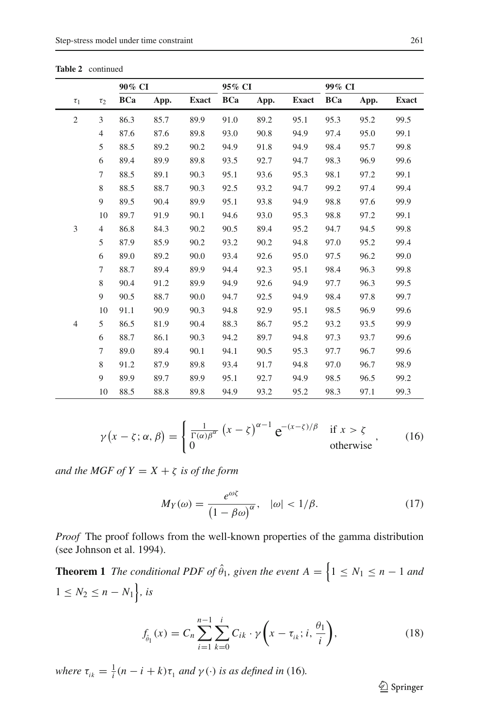**Table 2** continued

| $\tau_1$ | $\tau_2$ | 90% CI | | | 95% CI | | | 99% CI | | |
|---|---|---|---|---|---|---|---|---|---|---|
| | | **BCa** | **App.** | **Exact** | **BCa** | **App.** | **Exact** | **BCa** | **App.** | **Exact** |
| 2 | 3 | 86.3 | 85.7 | 89.9 | 91.0 | 89.2 | 95.1 | 95.3 | 95.2 | 99.5 |
| | 4 | 87.6 | 87.6 | 89.8 | 93.0 | 90.8 | 94.9 | 97.4 | 95.0 | 99.1 |
| | 5 | 88.5 | 89.2 | 90.2 | 94.9 | 91.8 | 94.9 | 98.4 | 95.7 | 99.8 |
| | 6 | 89.4 | 89.9 | 89.8 | 93.5 | 92.7 | 94.7 | 98.3 | 96.9 | 99.6 |
| | 7 | 88.5 | 89.1 | 90.3 | 95.1 | 93.6 | 95.3 | 98.1 | 97.2 | 99.1 |
| | 8 | 88.5 | 88.7 | 90.3 | 92.5 | 93.2 | 94.7 | 99.2 | 97.4 | 99.4 |
| | 9 | 89.5 | 90.4 | 89.9 | 95.1 | 93.8 | 94.9 | 98.8 | 97.6 | 99.9 |
| | 10 | 89.7 | 91.9 | 90.1 | 94.6 | 93.0 | 95.3 | 98.8 | 97.2 | 99.1 |
| 3 | 4 | 86.8 | 84.3 | 90.2 | 90.5 | 89.4 | 95.2 | 94.7 | 94.5 | 99.8 |
| | 5 | 87.9 | 85.9 | 90.2 | 93.2 | 90.2 | 94.8 | 97.0 | 95.2 | 99.4 |
| | 6 | 89.0 | 89.2 | 90.0 | 93.4 | 92.6 | 95.0 | 97.5 | 96.2 | 99.0 |
| | 7 | 88.7 | 89.4 | 89.9 | 94.4 | 92.3 | 95.1 | 98.4 | 96.3 | 99.8 |
| | 8 | 90.4 | 91.2 | 89.9 | 94.9 | 92.6 | 94.9 | 97.7 | 96.3 | 99.5 |
| | 9 | 90.5 | 88.7 | 90.0 | 94.7 | 92.5 | 94.9 | 98.4 | 97.8 | 99.7 |
| | 10 | 91.1 | 90.9 | 90.3 | 94.8 | 92.9 | 95.1 | 98.5 | 96.9 | 99.6 |
| 4 | 5 | 86.5 | 81.9 | 90.4 | 88.3 | 86.7 | 95.2 | 93.2 | 93.5 | 99.9 |
| | 6 | 88.7 | 86.1 | 90.3 | 94.2 | 89.7 | 94.8 | 97.3 | 93.7 | 99.6 |
| | 7 | 89.0 | 89.4 | 90.1 | 94.1 | 90.5 | 95.3 | 97.7 | 96.7 | 99.6 |
| | 8 | 91.2 | 87.9 | 89.8 | 93.4 | 91.7 | 94.8 | 97.0 | 96.7 | 98.9 |
| | 9 | 89.9 | 89.7 | 89.9 | 95.1 | 92.7 | 94.9 | 98.5 | 96.5 | 99.2 |
| | 10 | 88.5 | 88.8 | 89.8 | 94.9 | 93.2 | 95.2 | 98.3 | 97.1 | 99.3 |

$$\gamma\big(x-\zeta;\alpha,\beta\big)=\begin{cases}\frac{1}{\Gamma(\alpha)\beta^{\alpha}}\,\big(x-\zeta\big)^{\alpha-1}\,\mathrm{e}^{-(x-\zeta)/\beta} & \text{if } x>\zeta\\ 0 & \text{otherwise}\end{cases},\qquad (16)$$

*and the MGF of $Y = X + \zeta$ is of the form*

$$M_Y(\omega)=\frac{e^{\omega\zeta}}{\big(1-\beta\omega\big)^{\alpha}},\quad |\omega|<1/\beta. \qquad (17)$$

*Proof* The proof follows from the well-known properties of the gamma distribution (see Johnson et al. 1994).

**Theorem 1** *The conditional PDF of $\hat{\theta}_1$, given the event $A=\Big\{1\le N_1\le n-1$ and $1\le N_2\le n-N_1\Big\}$, is*

$$f_{\hat{\theta}_1}(x)=C_n\sum_{i=1}^{n-1}\sum_{k=0}^{i}C_{ik}\cdot\gamma\bigg(x-\tau_{ik};i,\frac{\theta_1}{i}\bigg), \qquad (18)$$

*where $\tau_{ik}=\frac{1}{i}(n-i+k)\tau_1$ and $\gamma(\cdot)$ is as defined in* (16)*.*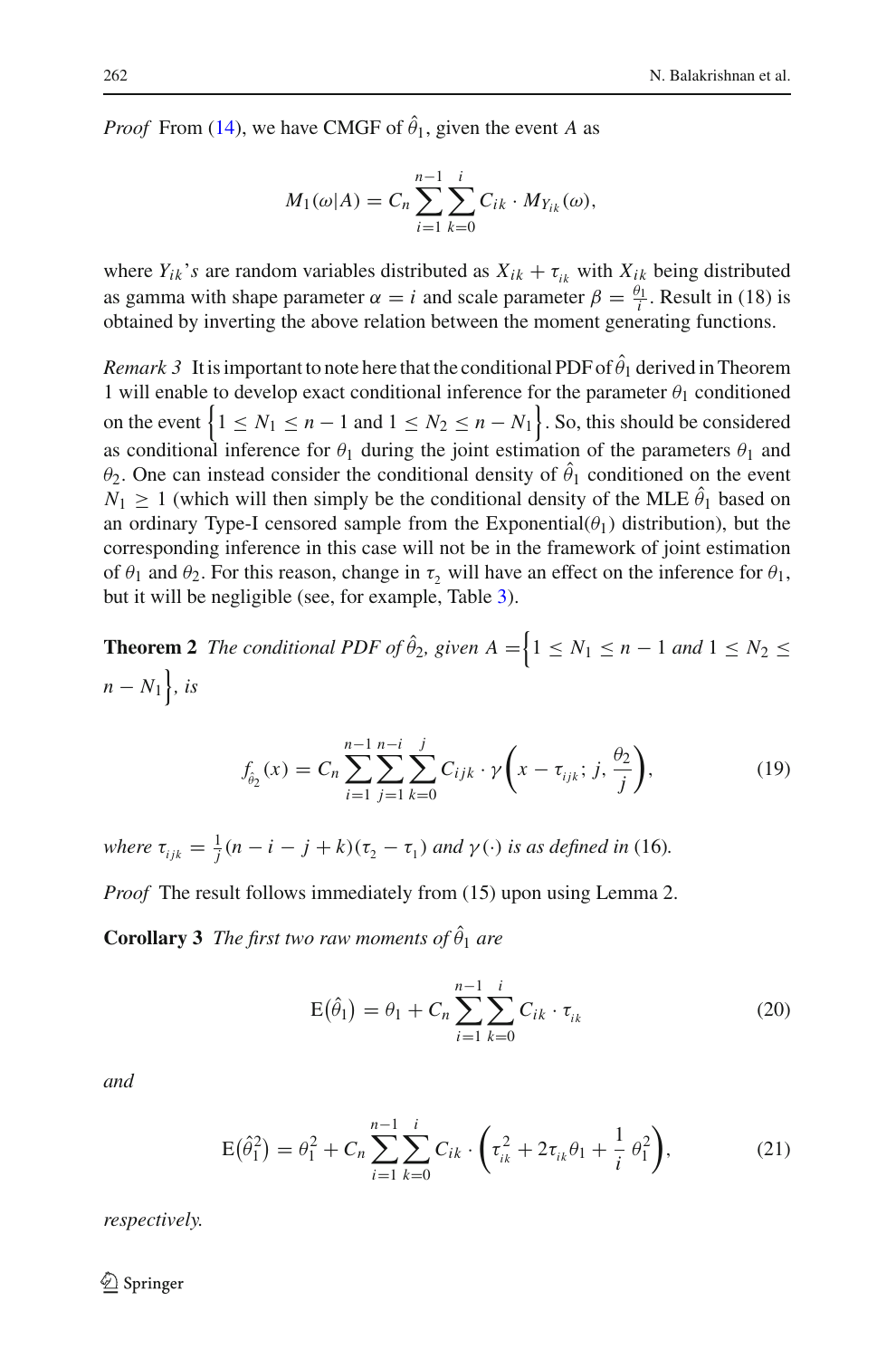*Proof* From (14), we have CMGF of $\hat{\theta}_1$, given the event $A$ as

$$M_1(\omega|A) = C_n \sum_{i=1}^{n-1} \sum_{k=0}^{i} C_{ik} \cdot M_{Y_{ik}}(\omega),$$

where $Y_{ik}$'*s* are random variables distributed as $X_{ik} + \tau_{ik}$ with $X_{ik}$ being distributed as gamma with shape parameter $\alpha = i$ and scale parameter $\beta = \frac{\theta_1}{i}$. Result in (18) is obtained by inverting the above relation between the moment generating functions.

*Remark 3* It is important to note here that the conditional PDF of $\hat{\theta}_1$ derived in Theorem 1 will enable to develop exact conditional inference for the parameter $\theta_1$ conditioned on the event $\left\{1 \le N_1 \le n-1 \text{ and } 1 \le N_2 \le n - N_1\right\}$. So, this should be considered as conditional inference for $\theta_1$ during the joint estimation of the parameters $\theta_1$ and $\theta_2$. One can instead consider the conditional density of $\hat{\theta}_1$ conditioned on the event $N_1 \ge 1$ (which will then simply be the conditional density of the MLE $\hat{\theta}_1$ based on an ordinary Type-I censored sample from the Exponential($\theta_1$) distribution), but the corresponding inference in this case will not be in the framework of joint estimation of $\theta_1$ and $\theta_2$. For this reason, change in $\tau_2$ will have an effect on the inference for $\theta_1$, but it will be negligible (see, for example, Table 3).

**Theorem 2** *The conditional PDF of $\hat{\theta}_2$, given $A = \left\{1 \le N_1 \le n-1 \text{ and } 1 \le N_2 \le n - N_1\right\}$, is*

$$f_{\hat{\theta}_2}(x) = C_n \sum_{i=1}^{n-1} \sum_{j=1}^{n-i} \sum_{k=0}^{j} C_{ijk} \cdot \gamma\left(x - \tau_{ijk};\, j,\, \frac{\theta_2}{j}\right), \tag{19}$$

*where $\tau_{ijk} = \frac{1}{j}(n - i - j + k)(\tau_2 - \tau_1)$ and $\gamma(\cdot)$ is as defined in* (16)*.*

*Proof* The result follows immediately from (15) upon using Lemma 2.

**Corollary 3** *The first two raw moments of $\hat{\theta}_1$ are*

$$\mathrm{E}\big(\hat{\theta}_1\big) = \theta_1 + C_n \sum_{i=1}^{n-1} \sum_{k=0}^{i} C_{ik} \cdot \tau_{ik} \tag{20}$$

*and*

$$\mathrm{E}\big(\hat{\theta}_1^2\big) = \theta_1^2 + C_n \sum_{i=1}^{n-1} \sum_{k=0}^{i} C_{ik} \cdot \left(\tau_{ik}^2 + 2\tau_{ik}\theta_1 + \frac{1}{i}\,\theta_1^2\right), \tag{21}$$

*respectively.*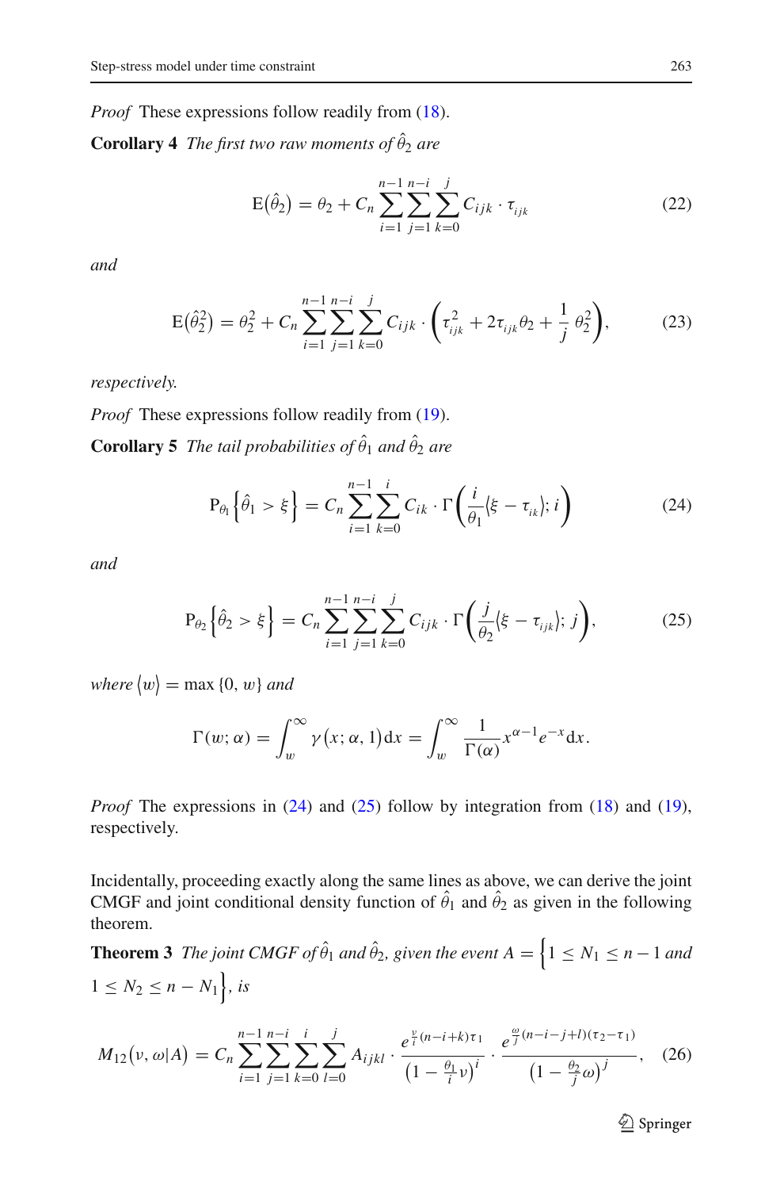*Proof* These expressions follow readily from (18).

**Corollary 4** *The first two raw moments of* $\hat{\theta}_2$ *are*

$$\mathrm{E}\big(\hat{\theta}_2\big) = \theta_2 + C_n \sum_{i=1}^{n-1} \sum_{j=1}^{n-i} \sum_{k=0}^{j} C_{ijk} \cdot \tau_{ijk} \tag{22}$$

*and*

$$\mathrm{E}\big(\hat{\theta}_2^2\big) = \theta_2^2 + C_n \sum_{i=1}^{n-1} \sum_{j=1}^{n-i} \sum_{k=0}^{j} C_{ijk} \cdot \left( \tau_{ijk}^2 + 2\tau_{ijk}\theta_2 + \frac{1}{j}\,\theta_2^2 \right), \tag{23}$$

*respectively.*

*Proof* These expressions follow readily from (19).

**Corollary 5** *The tail probabilities of* $\hat{\theta}_1$ *and* $\hat{\theta}_2$ *are*

$$\mathrm{P}_{\theta_1}\Big\{\hat{\theta}_1 > \xi\Big\} = C_n \sum_{i=1}^{n-1} \sum_{k=0}^{i} C_{ik} \cdot \Gamma\bigg( \frac{i}{\theta_1} \langle \xi - \tau_{ik} \rangle; i \bigg) \tag{24}$$

*and*

$$\mathrm{P}_{\theta_2}\Big\{\hat{\theta}_2 > \xi\Big\} = C_n \sum_{i=1}^{n-1} \sum_{j=1}^{n-i} \sum_{k=0}^{j} C_{ijk} \cdot \Gamma\bigg( \frac{j}{\theta_2} \langle \xi - \tau_{ijk} \rangle; j \bigg), \tag{25}$$

*where* $\langle w \rangle = \max\{0, w\}$ *and*

$$\Gamma(w; \alpha) = \int_w^\infty \gamma\big(x; \alpha, 1\big)\mathrm{d}x = \int_w^\infty \frac{1}{\Gamma(\alpha)} x^{\alpha-1} e^{-x} \mathrm{d}x.$$

*Proof* The expressions in (24) and (25) follow by integration from (18) and (19), respectively.

Incidentally, proceeding exactly along the same lines as above, we can derive the joint CMGF and joint conditional density function of $\hat{\theta}_1$ and $\hat{\theta}_2$ as given in the following theorem.

**Theorem 3** *The joint CMGF of* $\hat{\theta}_1$ *and* $\hat{\theta}_2$*, given the event* $A = \Big\{1 \le N_1 \le n-1$ *and* $1 \le N_2 \le n - N_1\Big\}$*, is*

$$M_{12}\big(\nu, \omega | A\big) = C_n \sum_{i=1}^{n-1} \sum_{j=1}^{n-i} \sum_{k=0}^{i} \sum_{l=0}^{j} A_{ijkl} \cdot \frac{e^{\frac{\nu}{i}(n-i+k)\tau_1}}{\big(1 - \frac{\theta_1}{i}\nu\big)^i} \cdot \frac{e^{\frac{\omega}{j}(n-i-j+l)(\tau_2-\tau_1)}}{\big(1 - \frac{\theta_2}{j}\omega\big)^j}, \tag{26}$$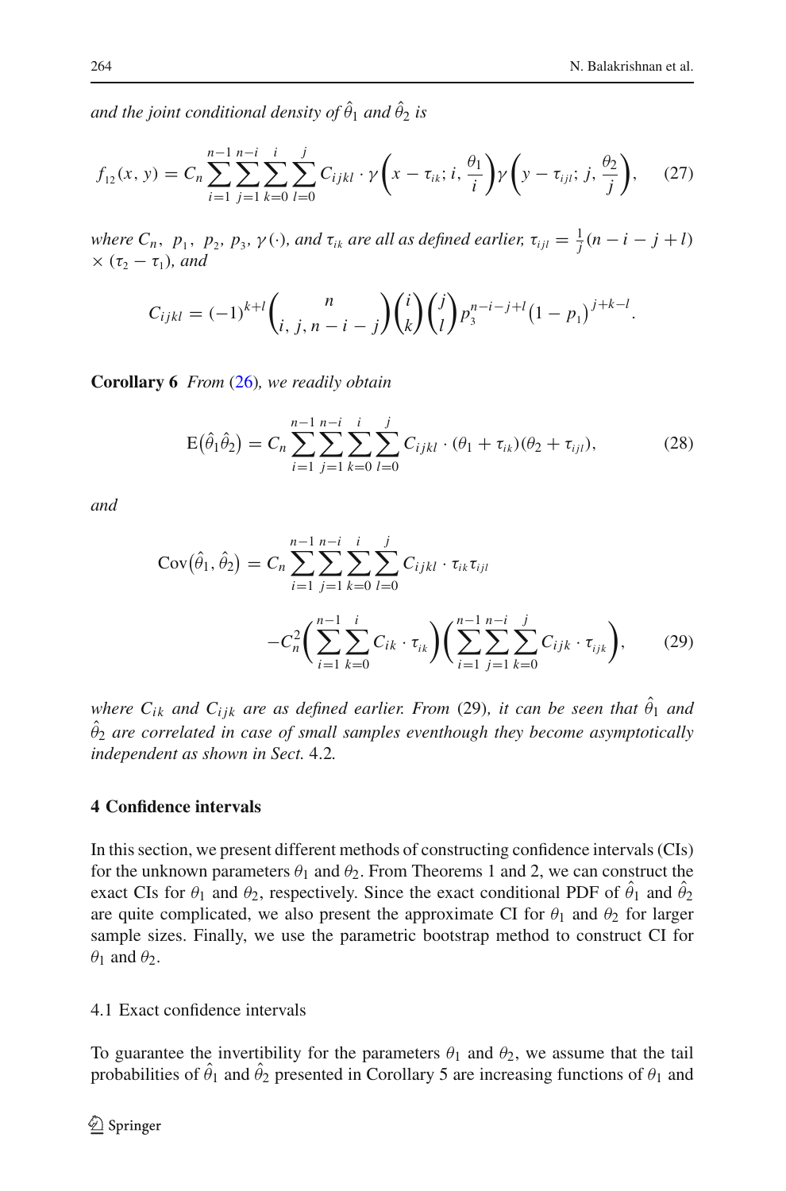*and the joint conditional density of* $\hat{\theta}_1$ *and* $\hat{\theta}_2$ *is*

$$f_{12}(x, y) = C_n \sum_{i=1}^{n-1} \sum_{j=1}^{n-i} \sum_{k=0}^{i} \sum_{l=0}^{j} C_{ijkl} \cdot \gamma\left(x - \tau_{ik}; i, \frac{\theta_1}{i}\right) \gamma\left(y - \tau_{ijl}; j, \frac{\theta_2}{j}\right), \tag{27}$$

*where* $C_n$, $p_1$, $p_2$, $p_3$, $\gamma(\cdot)$, *and* $\tau_{ik}$ *are all as defined earlier,* $\tau_{ijl} = \frac{1}{j}(n - i - j + l) \times (\tau_2 - \tau_1)$, *and*

$$C_{ijkl} = (-1)^{k+l} \binom{n}{i, j, n-i-j} \binom{i}{k} \binom{j}{l} p_3^{n-i-j+l} \left(1 - p_1\right)^{j+k-l}.$$

**Corollary 6** *From* (26)*, we readily obtain*

$$\mathrm{E}\left(\hat{\theta}_1 \hat{\theta}_2\right) = C_n \sum_{i=1}^{n-1} \sum_{j=1}^{n-i} \sum_{k=0}^{i} \sum_{l=0}^{j} C_{ijkl} \cdot (\theta_1 + \tau_{ik})(\theta_2 + \tau_{ijl}), \tag{28}$$

*and*

$$\mathrm{Cov}\left(\hat{\theta}_1, \hat{\theta}_2\right) = C_n \sum_{i=1}^{n-1} \sum_{j=1}^{n-i} \sum_{k=0}^{i} \sum_{l=0}^{j} C_{ijkl} \cdot \tau_{ik} \tau_{ijl} - C_n^2 \left( \sum_{i=1}^{n-1} \sum_{k=0}^{i} C_{ik} \cdot \tau_{ik} \right) \left( \sum_{i=1}^{n-1} \sum_{j=1}^{n-i} \sum_{k=0}^{j} C_{ijk} \cdot \tau_{ijk} \right), \tag{29}$$

*where* $C_{ik}$ *and* $C_{ijk}$ *are as defined earlier. From* (29)*, it can be seen that* $\hat{\theta}_1$ *and* $\hat{\theta}_2$ *are correlated in case of small samples eventhough they become asymptotically independent as shown in Sect.* 4.2*.*

## 4 Confidence intervals

In this section, we present different methods of constructing confidence intervals (CIs) for the unknown parameters $\theta_1$ and $\theta_2$. From Theorems 1 and 2, we can construct the exact CIs for $\theta_1$ and $\theta_2$, respectively. Since the exact conditional PDF of $\hat{\theta}_1$ and $\hat{\theta}_2$ are quite complicated, we also present the approximate CI for $\theta_1$ and $\theta_2$ for larger sample sizes. Finally, we use the parametric bootstrap method to construct CI for $\theta_1$ and $\theta_2$.

### 4.1 Exact confidence intervals

To guarantee the invertibility for the parameters $\theta_1$ and $\theta_2$, we assume that the tail probabilities of $\hat{\theta}_1$ and $\hat{\theta}_2$ presented in Corollary 5 are increasing functions of $\theta_1$ and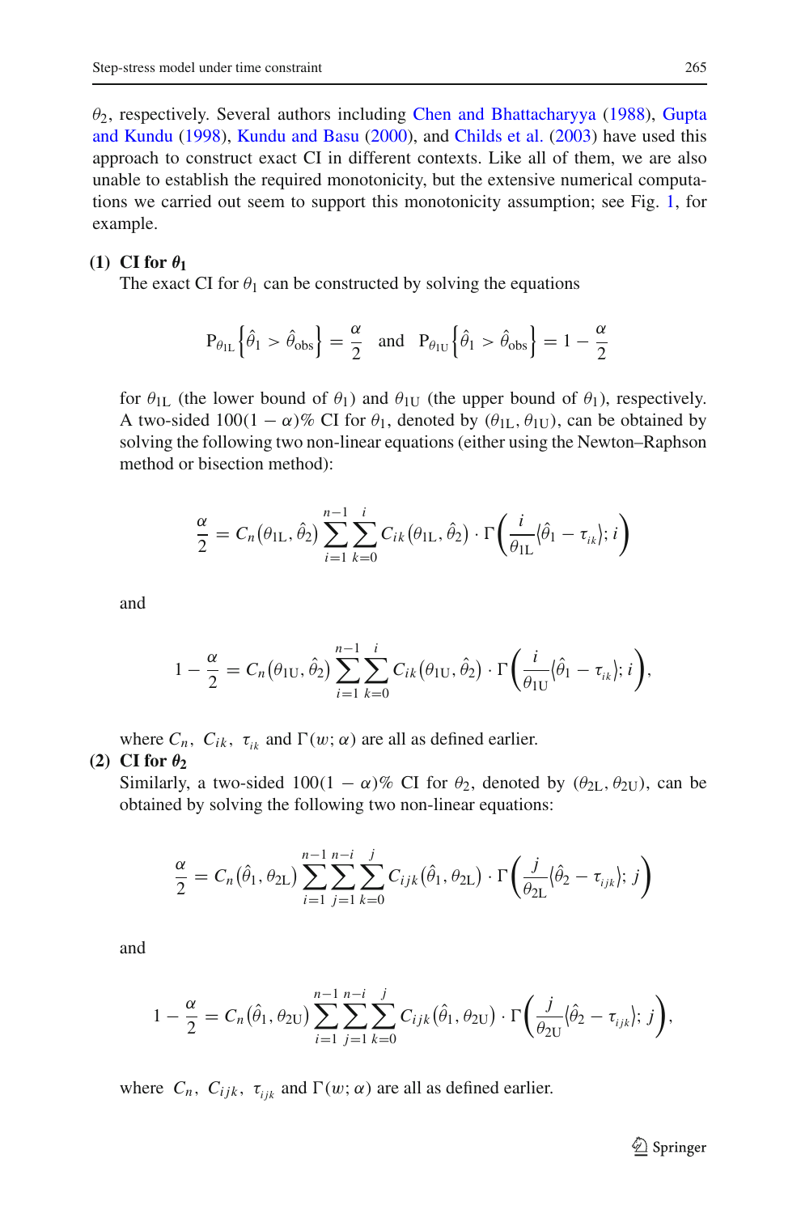$\theta_2$, respectively. Several authors including Chen and Bhattacharyya (1988), Gupta and Kundu (1998), Kundu and Basu (2000), and Childs et al. (2003) have used this approach to construct exact CI in different contexts. Like all of them, we are also unable to establish the required monotonicity, but the extensive numerical computations we carried out seem to support this monotonicity assumption; see Fig. 1, for example.

**(1) CI for $\theta_1$**

The exact CI for $\theta_1$ can be constructed by solving the equations

$$\mathrm{P}_{\theta_{1\mathrm{L}}}\left\{\hat{\theta}_1 > \hat{\theta}_{\mathrm{obs}}\right\} = \frac{\alpha}{2} \quad \text{and} \quad \mathrm{P}_{\theta_{1\mathrm{U}}}\left\{\hat{\theta}_1 > \hat{\theta}_{\mathrm{obs}}\right\} = 1 - \frac{\alpha}{2}$$

for $\theta_{1\mathrm{L}}$ (the lower bound of $\theta_1$) and $\theta_{1\mathrm{U}}$ (the upper bound of $\theta_1$), respectively. A two-sided $100(1-\alpha)\%$ CI for $\theta_1$, denoted by $(\theta_{1\mathrm{L}}, \theta_{1\mathrm{U}})$, can be obtained by solving the following two non-linear equations (either using the Newton–Raphson method or bisection method):

$$\frac{\alpha}{2} = C_n\left(\theta_{1\mathrm{L}}, \hat{\theta}_2\right) \sum_{i=1}^{n-1} \sum_{k=0}^{i} C_{ik}\left(\theta_{1\mathrm{L}}, \hat{\theta}_2\right) \cdot \Gamma\left(\frac{i}{\theta_{1\mathrm{L}}}\langle \hat{\theta}_1 - \tau_{ik}\rangle; i\right)$$

and

$$1 - \frac{\alpha}{2} = C_n\left(\theta_{1\mathrm{U}}, \hat{\theta}_2\right) \sum_{i=1}^{n-1} \sum_{k=0}^{i} C_{ik}\left(\theta_{1\mathrm{U}}, \hat{\theta}_2\right) \cdot \Gamma\left(\frac{i}{\theta_{1\mathrm{U}}}\langle \hat{\theta}_1 - \tau_{ik}\rangle; i\right),$$

where $C_n$, $C_{ik}$, $\tau_{ik}$ and $\Gamma(w; \alpha)$ are all as defined earlier.

**(2) CI for $\theta_2$**

Similarly, a two-sided $100(1-\alpha)\%$ CI for $\theta_2$, denoted by $(\theta_{2\mathrm{L}}, \theta_{2\mathrm{U}})$, can be obtained by solving the following two non-linear equations:

$$\frac{\alpha}{2} = C_n\left(\hat{\theta}_1, \theta_{2\mathrm{L}}\right) \sum_{i=1}^{n-1} \sum_{j=1}^{n-i} \sum_{k=0}^{j} C_{ijk}\left(\hat{\theta}_1, \theta_{2\mathrm{L}}\right) \cdot \Gamma\left(\frac{j}{\theta_{2\mathrm{L}}}\langle \hat{\theta}_2 - \tau_{ijk}\rangle; j\right)$$

and

$$1 - \frac{\alpha}{2} = C_n\left(\hat{\theta}_1, \theta_{2\mathrm{U}}\right) \sum_{i=1}^{n-1} \sum_{j=1}^{n-i} \sum_{k=0}^{j} C_{ijk}\left(\hat{\theta}_1, \theta_{2\mathrm{U}}\right) \cdot \Gamma\left(\frac{j}{\theta_{2\mathrm{U}}}\langle \hat{\theta}_2 - \tau_{ijk}\rangle; j\right),$$

where $C_n$, $C_{ijk}$, $\tau_{ijk}$ and $\Gamma(w; \alpha)$ are all as defined earlier.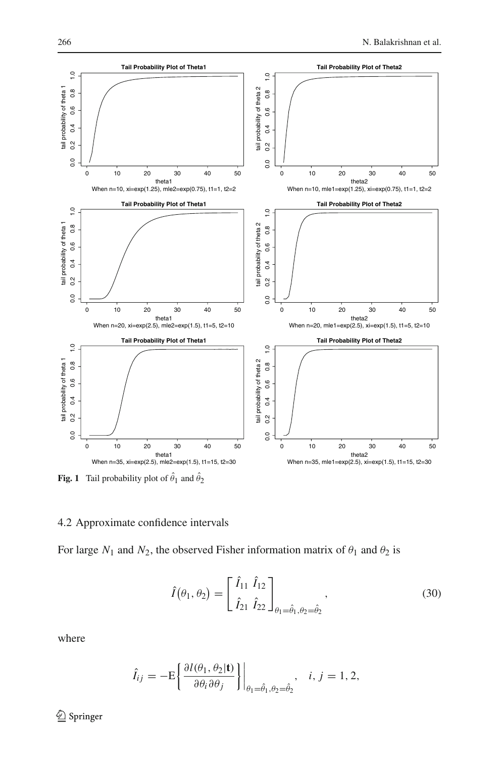**Fig. 1** Tail probability plot of $\hat{\theta}_1$ and $\hat{\theta}_2$

### 4.2 Approximate confidence intervals

For large $N_1$ and $N_2$, the observed Fisher information matrix of $\theta_1$ and $\theta_2$ is

$$\hat{I}(\theta_1, \theta_2) = \begin{bmatrix} \hat{I}_{11} & \hat{I}_{12} \\ \hat{I}_{21} & \hat{I}_{22} \end{bmatrix}_{\theta_1=\hat{\theta}_1, \theta_2=\hat{\theta}_2}, \tag{30}$$

where

$$\hat{I}_{ij} = -\mathrm{E}\left\{ \frac{\partial l(\theta_1, \theta_2|\mathbf{t})}{\partial \theta_i \partial \theta_j} \right\}\Bigg|_{\theta_1=\hat{\theta}_1, \theta_2=\hat{\theta}_2}, \quad i, j = 1, 2,$$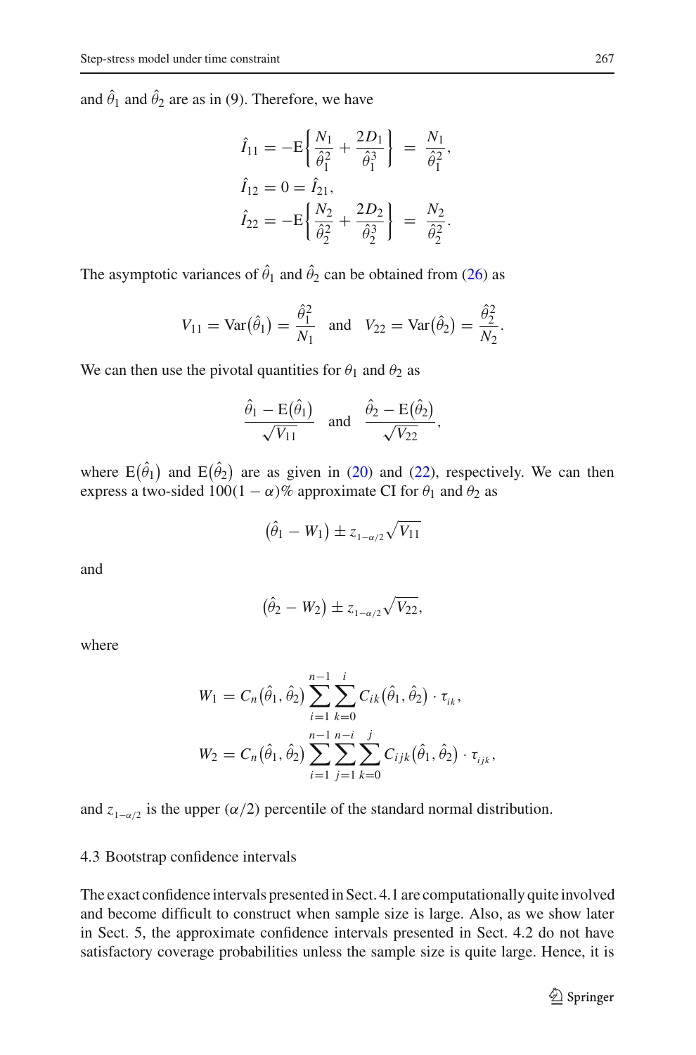and $\hat{\theta}_1$ and $\hat{\theta}_2$ are as in (9). Therefore, we have

$$
\begin{aligned}
\hat{I}_{11} &= -\mathrm{E}\left\{\frac{N_1}{\hat{\theta}_1^2} + \frac{2D_1}{\hat{\theta}_1^3}\right\} = \frac{N_1}{\hat{\theta}_1^2},\\
\hat{I}_{12} &= 0 = \hat{I}_{21},\\
\hat{I}_{22} &= -\mathrm{E}\left\{\frac{N_2}{\hat{\theta}_2^2} + \frac{2D_2}{\hat{\theta}_2^3}\right\} = \frac{N_2}{\hat{\theta}_2^2}.
\end{aligned}
$$

The asymptotic variances of $\hat{\theta}_1$ and $\hat{\theta}_2$ can be obtained from (26) as

$$
V_{11} = \mathrm{Var}(\hat{\theta}_1) = \frac{\hat{\theta}_1^2}{N_1} \quad \text{and} \quad V_{22} = \mathrm{Var}(\hat{\theta}_2) = \frac{\hat{\theta}_2^2}{N_2}.
$$

We can then use the pivotal quantities for $\theta_1$ and $\theta_2$ as

$$
\frac{\hat{\theta}_1 - \mathrm{E}(\hat{\theta}_1)}{\sqrt{V_{11}}} \quad \text{and} \quad \frac{\hat{\theta}_2 - \mathrm{E}(\hat{\theta}_2)}{\sqrt{V_{22}}},
$$

where $\mathrm{E}(\hat{\theta}_1)$ and $\mathrm{E}(\hat{\theta}_2)$ are as given in (20) and (22), respectively. We can then express a two-sided $100(1-\alpha)\%$ approximate CI for $\theta_1$ and $\theta_2$ as

$$
(\hat{\theta}_1 - W_1) \pm z_{1-\alpha/2}\sqrt{V_{11}}
$$

and

$$
(\hat{\theta}_2 - W_2) \pm z_{1-\alpha/2}\sqrt{V_{22}},
$$

where

$$
\begin{aligned}
W_1 &= C_n(\hat{\theta}_1, \hat{\theta}_2) \sum_{i=1}^{n-1} \sum_{k=0}^{i} C_{ik}(\hat{\theta}_1, \hat{\theta}_2) \cdot \tau_{ik},\\
W_2 &= C_n(\hat{\theta}_1, \hat{\theta}_2) \sum_{i=1}^{n-1} \sum_{j=1}^{n-i} \sum_{k=0}^{j} C_{ijk}(\hat{\theta}_1, \hat{\theta}_2) \cdot \tau_{ijk},
\end{aligned}
$$

and $z_{1-\alpha/2}$ is the upper $(\alpha/2)$ percentile of the standard normal distribution.

### 4.3 Bootstrap confidence intervals

The exact confidence intervals presented in Sect. 4.1 are computationally quite involved and become difficult to construct when sample size is large. Also, as we show later in Sect. 5, the approximate confidence intervals presented in Sect. 4.2 do not have satisfactory coverage probabilities unless the sample size is quite large. Hence, it is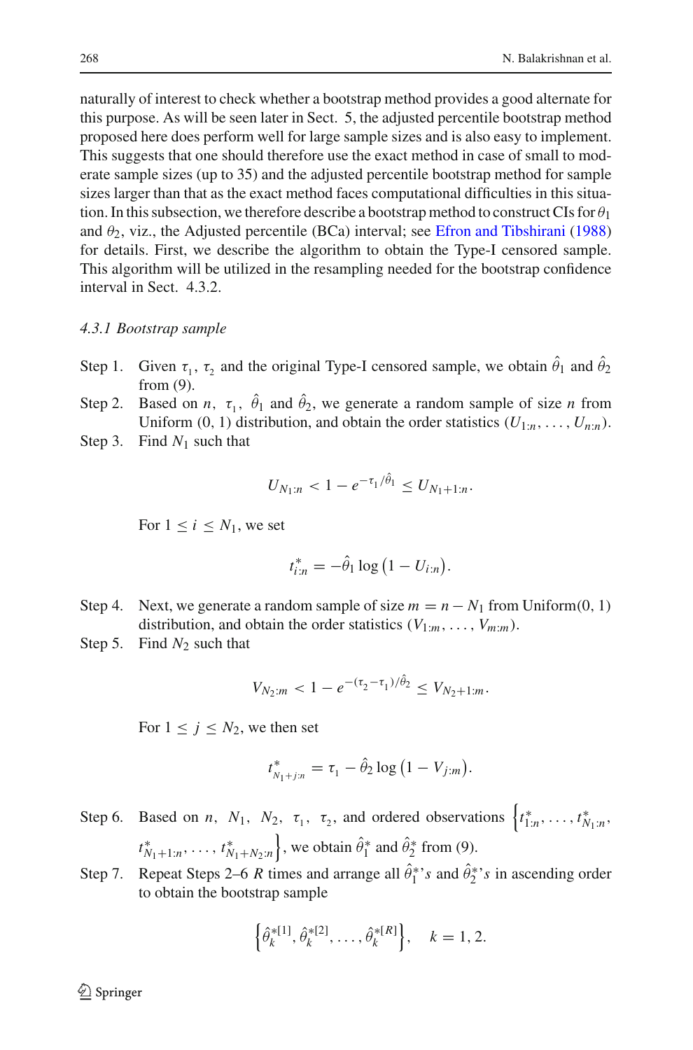naturally of interest to check whether a bootstrap method provides a good alternate for this purpose. As will be seen later in Sect. 5, the adjusted percentile bootstrap method proposed here does perform well for large sample sizes and is also easy to implement. This suggests that one should therefore use the exact method in case of small to moderate sample sizes (up to 35) and the adjusted percentile bootstrap method for sample sizes larger than that as the exact method faces computational difficulties in this situation. In this subsection, we therefore describe a bootstrap method to construct CIs for $\theta_1$ and $\theta_2$, viz., the Adjusted percentile (BCa) interval; see Efron and Tibshirani (1988) for details. First, we describe the algorithm to obtain the Type-I censored sample. This algorithm will be utilized in the resampling needed for the bootstrap confidence interval in Sect. 4.3.2.

### *4.3.1 Bootstrap sample*

Step 1. Given $\tau_1$, $\tau_2$ and the original Type-I censored sample, we obtain $\hat{\theta}_1$ and $\hat{\theta}_2$ from (9).

Step 2. Based on $n$, $\tau_1$, $\hat{\theta}_1$ and $\hat{\theta}_2$, we generate a random sample of size $n$ from Uniform (0, 1) distribution, and obtain the order statistics $(U_{1:n}, \ldots, U_{n:n})$.

Step 3. Find $N_1$ such that

$$U_{N_1:n} < 1 - e^{-\tau_1/\hat{\theta}_1} \leq U_{N_1+1:n}.$$

For $1 \leq i \leq N_1$, we set

$$t^*_{i:n} = -\hat{\theta}_1 \log\left(1 - U_{i:n}\right).$$

Step 4. Next, we generate a random sample of size $m = n - N_1$ from Uniform(0, 1) distribution, and obtain the order statistics $(V_{1:m}, \ldots, V_{m:m})$.

Step 5. Find $N_2$ such that

$$V_{N_2:m} < 1 - e^{-(\tau_2-\tau_1)/\hat{\theta}_2} \leq V_{N_2+1:m}.$$

For $1 \leq j \leq N_2$, we then set

$$t^*_{N_1+j:n} = \tau_1 - \hat{\theta}_2 \log\left(1 - V_{j:m}\right).$$

Step 6. Based on $n$, $N_1$, $N_2$, $\tau_1$, $\tau_2$, and ordered observations $\left\{t^*_{1:n}, \ldots, t^*_{N_1:n}, t^*_{N_1+1:n}, \ldots, t^*_{N_1+N_2:n}\right\}$, we obtain $\hat{\theta}^*_1$ and $\hat{\theta}^*_2$ from (9).

Step 7. Repeat Steps 2–6 $R$ times and arrange all $\hat{\theta}^*_1$'s and $\hat{\theta}^*_2$'s in ascending order to obtain the bootstrap sample

$$\left\{\hat{\theta}^{*[1]}_k, \hat{\theta}^{*[2]}_k, \ldots, \hat{\theta}^{*[R]}_k\right\}, \quad k = 1, 2.$$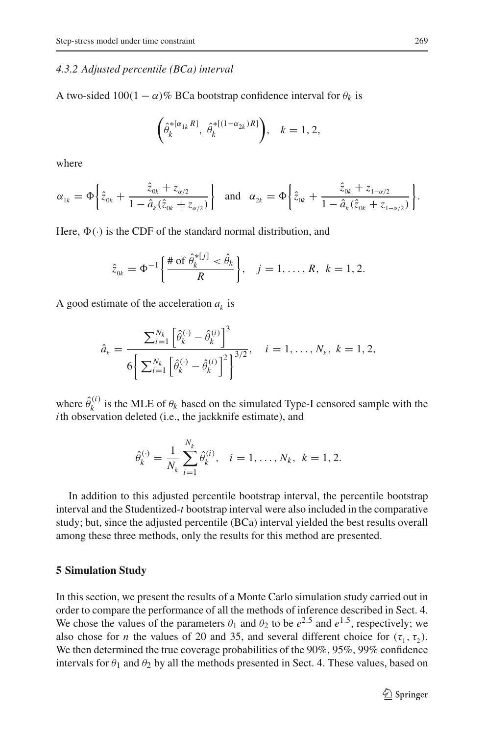### 4.3.2 Adjusted percentile (BCa) interval

A two-sided $100(1-\alpha)\%$ BCa bootstrap confidence interval for $\theta_k$ is

$$\left(\hat{\theta}_k^{*[\alpha_{1k} R]},\ \hat{\theta}_k^{*[(1-\alpha_{2k})R]}\right), \quad k = 1, 2,$$

where

$$\alpha_{1k} = \Phi\left\{\hat{z}_{0k} + \frac{\hat{z}_{0k} + z_{\alpha/2}}{1 - \hat{a}_k(\hat{z}_{0k} + z_{\alpha/2})}\right\} \quad \text{and} \quad \alpha_{2k} = \Phi\left\{\hat{z}_{0k} + \frac{\hat{z}_{0k} + z_{1-\alpha/2}}{1 - \hat{a}_k(\hat{z}_{0k} + z_{1-\alpha/2})}\right\}.$$

Here, $\Phi(\cdot)$ is the CDF of the standard normal distribution, and

$$\hat{z}_{0k} = \Phi^{-1}\left\{\frac{\#\text{ of } \hat{\theta}_k^{*[j]} < \hat{\theta}_k}{R}\right\}, \quad j = 1, \ldots, R,\ k = 1, 2.$$

A good estimate of the acceleration $a_k$ is

$$\hat{a}_k = \frac{\sum_{i=1}^{N_k}\left[\hat{\theta}_k^{(\cdot)} - \hat{\theta}_k^{(i)}\right]^3}{6\left\{\sum_{i=1}^{N_k}\left[\hat{\theta}_k^{(\cdot)} - \hat{\theta}_k^{(i)}\right]^2\right\}^{3/2}}, \quad i = 1, \ldots, N_k,\ k = 1, 2,$$

where $\hat{\theta}_k^{(i)}$ is the MLE of $\theta_k$ based on the simulated Type-I censored sample with the $i$th observation deleted (i.e., the jackknife estimate), and

$$\hat{\theta}_k^{(\cdot)} = \frac{1}{N_k}\sum_{i=1}^{N_k}\hat{\theta}_k^{(i)}, \quad i = 1, \ldots, N_k,\ k = 1, 2.$$

In addition to this adjusted percentile bootstrap interval, the percentile bootstrap interval and the Studentized-$t$ bootstrap interval were also included in the comparative study; but, since the adjusted percentile (BCa) interval yielded the best results overall among these three methods, only the results for this method are presented.

## 5 Simulation Study

In this section, we present the results of a Monte Carlo simulation study carried out in order to compare the performance of all the methods of inference described in Sect. 4. We chose the values of the parameters $\theta_1$ and $\theta_2$ to be $e^{2.5}$ and $e^{1.5}$, respectively; we also chose for $n$ the values of 20 and 35, and several different choice for $(\tau_1, \tau_2)$. We then determined the true coverage probabilities of the 90%, 95%, 99% confidence intervals for $\theta_1$ and $\theta_2$ by all the methods presented in Sect. 4. These values, based on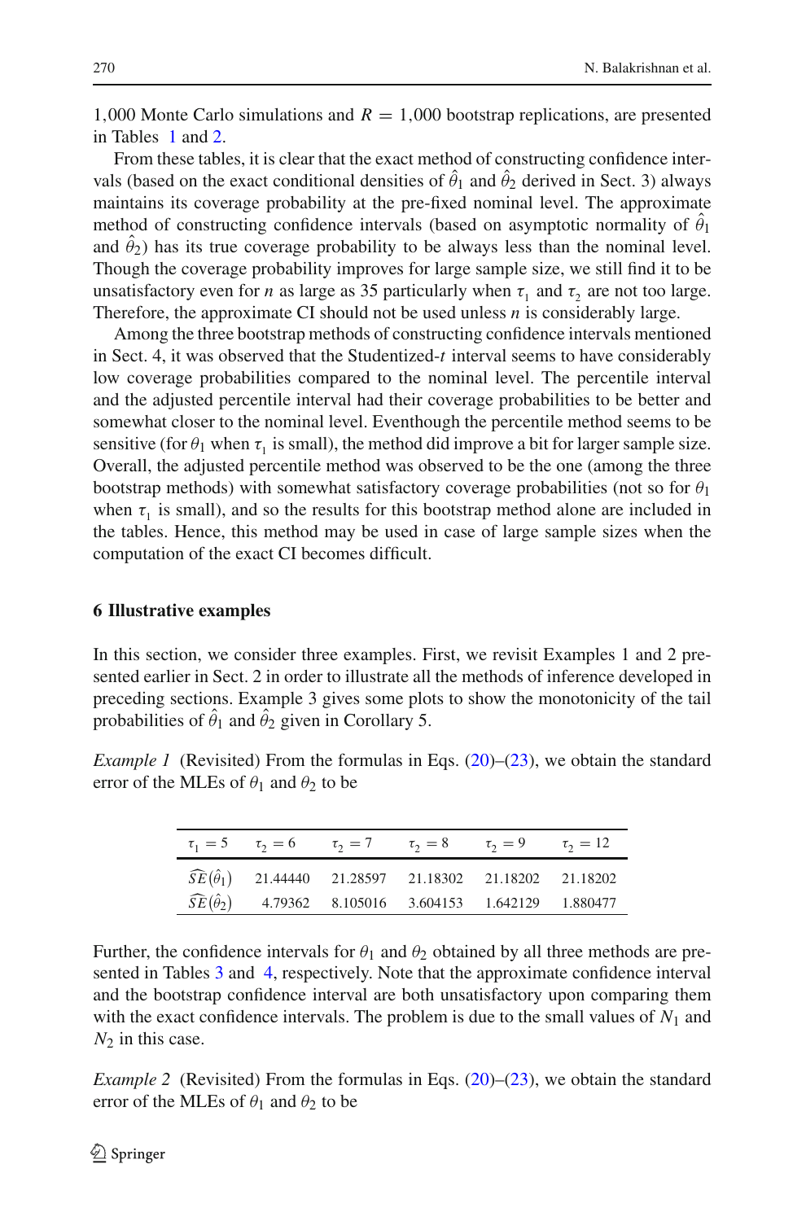1,000 Monte Carlo simulations and $R = 1{,}000$ bootstrap replications, are presented in Tables 1 and 2.

From these tables, it is clear that the exact method of constructing confidence intervals (based on the exact conditional densities of $\hat{\theta}_1$ and $\hat{\theta}_2$ derived in Sect. 3) always maintains its coverage probability at the pre-fixed nominal level. The approximate method of constructing confidence intervals (based on asymptotic normality of $\hat{\theta}_1$ and $\hat{\theta}_2$) has its true coverage probability to be always less than the nominal level. Though the coverage probability improves for large sample size, we still find it to be unsatisfactory even for $n$ as large as 35 particularly when $\tau_1$ and $\tau_2$ are not too large. Therefore, the approximate CI should not be used unless $n$ is considerably large.

Among the three bootstrap methods of constructing confidence intervals mentioned in Sect. 4, it was observed that the Studentized-$t$ interval seems to have considerably low coverage probabilities compared to the nominal level. The percentile interval and the adjusted percentile interval had their coverage probabilities to be better and somewhat closer to the nominal level. Eventhough the percentile method seems to be sensitive (for $\theta_1$ when $\tau_1$ is small), the method did improve a bit for larger sample size. Overall, the adjusted percentile method was observed to be the one (among the three bootstrap methods) with somewhat satisfactory coverage probabilities (not so for $\theta_1$ when $\tau_1$ is small), and so the results for this bootstrap method alone are included in the tables. Hence, this method may be used in case of large sample sizes when the computation of the exact CI becomes difficult.

## 6 Illustrative examples

In this section, we consider three examples. First, we revisit Examples 1 and 2 presented earlier in Sect. 2 in order to illustrate all the methods of inference developed in preceding sections. Example 3 gives some plots to show the monotonicity of the tail probabilities of $\hat{\theta}_1$ and $\hat{\theta}_2$ given in Corollary 5.

*Example 1* (Revisited) From the formulas in Eqs. (20)–(23), we obtain the standard error of the MLEs of $\theta_1$ and $\theta_2$ to be

| $\tau_1 = 5$ | $\tau_2 = 6$ | $\tau_2 = 7$ | $\tau_2 = 8$ | $\tau_2 = 9$ | $\tau_2 = 12$ |
|---|---|---|---|---|---|
| $\widehat{SE}(\hat{\theta}_1)$ | 21.44440 | 21.28597 | 21.18302 | 21.18202 | 21.18202 |
| $\widehat{SE}(\hat{\theta}_2)$ | 4.79362 | 8.105016 | 3.604153 | 1.642129 | 1.880477 |

Further, the confidence intervals for $\theta_1$ and $\theta_2$ obtained by all three methods are presented in Tables 3 and 4, respectively. Note that the approximate confidence interval and the bootstrap confidence interval are both unsatisfactory upon comparing them with the exact confidence intervals. The problem is due to the small values of $N_1$ and $N_2$ in this case.

*Example 2* (Revisited) From the formulas in Eqs. (20)–(23), we obtain the standard error of the MLEs of $\theta_1$ and $\theta_2$ to be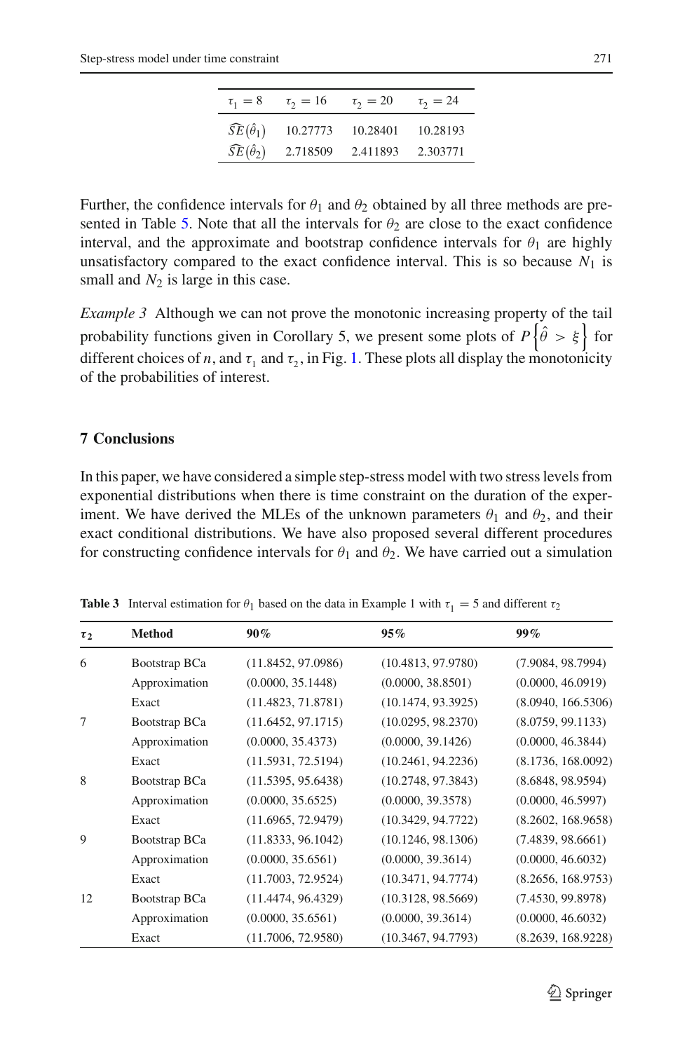| $\tau_1 = 8$ | $\tau_2 = 16$ | $\tau_2 = 20$ | $\tau_2 = 24$ |
|---|---|---|---|
| $\widehat{SE}(\hat{\theta}_1)$ | 10.27773 | 10.28401 | 10.28193 |
| $\widehat{SE}(\hat{\theta}_2)$ | 2.718509 | 2.411893 | 2.303771 |

Further, the confidence intervals for $\theta_1$ and $\theta_2$ obtained by all three methods are presented in Table 5. Note that all the intervals for $\theta_2$ are close to the exact confidence interval, and the approximate and bootstrap confidence intervals for $\theta_1$ are highly unsatisfactory compared to the exact confidence interval. This is so because $N_1$ is small and $N_2$ is large in this case.

*Example 3* Although we can not prove the monotonic increasing property of the tail probability functions given in Corollary 5, we present some plots of $P\left\{\hat{\theta} > \xi\right\}$ for different choices of $n$, and $\tau_1$ and $\tau_2$, in Fig. 1. These plots all display the monotonicity of the probabilities of interest.

## 7 Conclusions

In this paper, we have considered a simple step-stress model with two stress levels from exponential distributions when there is time constraint on the duration of the experiment. We have derived the MLEs of the unknown parameters $\theta_1$ and $\theta_2$, and their exact conditional distributions. We have also proposed several different procedures for constructing confidence intervals for $\theta_1$ and $\theta_2$. We have carried out a simulation

**Table 3** Interval estimation for $\theta_1$ based on the data in Example 1 with $\tau_1 = 5$ and different $\tau_2$

| $\tau_2$ | Method | 90% | 95% | 99% |
|---|---|---|---|---|
| 6 | Bootstrap BCa | (11.8452, 97.0986) | (10.4813, 97.9780) | (7.9084, 98.7994) |
| | Approximation | (0.0000, 35.1448) | (0.0000, 38.8501) | (0.0000, 46.0919) |
| | Exact | (11.4823, 71.8781) | (10.1474, 93.3925) | (8.0940, 166.5306) |
| 7 | Bootstrap BCa | (11.6452, 97.1715) | (10.0295, 98.2370) | (8.0759, 99.1133) |
| | Approximation | (0.0000, 35.4373) | (0.0000, 39.1426) | (0.0000, 46.3844) |
| | Exact | (11.5931, 72.5194) | (10.2461, 94.2236) | (8.1736, 168.0092) |
| 8 | Bootstrap BCa | (11.5395, 95.6438) | (10.2748, 97.3843) | (8.6848, 98.9594) |
| | Approximation | (0.0000, 35.6525) | (0.0000, 39.3578) | (0.0000, 46.5997) |
| | Exact | (11.6965, 72.9479) | (10.3429, 94.7722) | (8.2602, 168.9658) |
| 9 | Bootstrap BCa | (11.8333, 96.1042) | (10.1246, 98.1306) | (7.4839, 98.6661) |
| | Approximation | (0.0000, 35.6561) | (0.0000, 39.3614) | (0.0000, 46.6032) |
| | Exact | (11.7003, 72.9524) | (10.3471, 94.7774) | (8.2656, 168.9753) |
| 12 | Bootstrap BCa | (11.4474, 96.4329) | (10.3128, 98.5669) | (7.4530, 99.8978) |
| | Approximation | (0.0000, 35.6561) | (0.0000, 39.3614) | (0.0000, 46.6032) |
| | Exact | (11.7006, 72.9580) | (10.3467, 94.7793) | (8.2639, 168.9228) |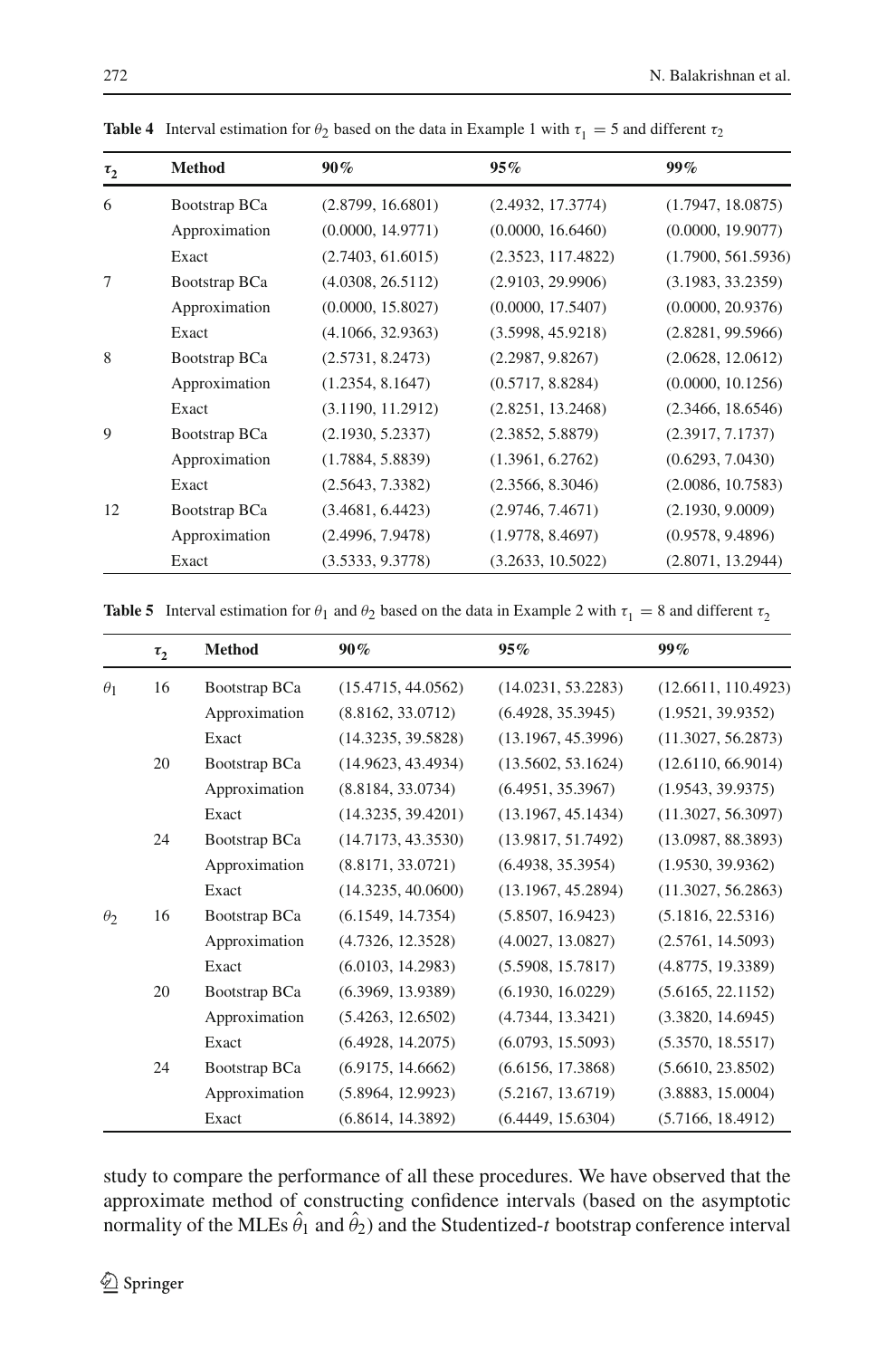**Table 4** Interval estimation for $\theta_2$ based on the data in Example 1 with $\tau_1 = 5$ and different $\tau_2$

| $\tau_2$ | Method | 90% | 95% | 99% |
|---|---|---|---|---|
| 6 | Bootstrap BCa | (2.8799, 16.6801) | (2.4932, 17.3774) | (1.7947, 18.0875) |
| | Approximation | (0.0000, 14.9771) | (0.0000, 16.6460) | (0.0000, 19.9077) |
| | Exact | (2.7403, 61.6015) | (2.3523, 117.4822) | (1.7900, 561.5936) |
| 7 | Bootstrap BCa | (4.0308, 26.5112) | (2.9103, 29.9906) | (3.1983, 33.2359) |
| | Approximation | (0.0000, 15.8027) | (0.0000, 17.5407) | (0.0000, 20.9376) |
| | Exact | (4.1066, 32.9363) | (3.5998, 45.9218) | (2.8281, 99.5966) |
| 8 | Bootstrap BCa | (2.5731, 8.2473) | (2.2987, 9.8267) | (2.0628, 12.0612) |
| | Approximation | (1.2354, 8.1647) | (0.5717, 8.8284) | (0.0000, 10.1256) |
| | Exact | (3.1190, 11.2912) | (2.8251, 13.2468) | (2.3466, 18.6546) |
| 9 | Bootstrap BCa | (2.1930, 5.2337) | (2.3852, 5.8879) | (2.3917, 7.1737) |
| | Approximation | (1.7884, 5.8839) | (1.3961, 6.2762) | (0.6293, 7.0430) |
| | Exact | (2.5643, 7.3382) | (2.3566, 8.3046) | (2.0086, 10.7583) |
| 12 | Bootstrap BCa | (3.4681, 6.4423) | (2.9746, 7.4671) | (2.1930, 9.0009) |
| | Approximation | (2.4996, 7.9478) | (1.9778, 8.4697) | (0.9578, 9.4896) |
| | Exact | (3.5333, 9.3778) | (3.2633, 10.5022) | (2.8071, 13.2944) |

**Table 5** Interval estimation for $\theta_1$ and $\theta_2$ based on the data in Example 2 with $\tau_1 = 8$ and different $\tau_2$

| | $\tau_2$ | Method | 90% | 95% | 99% |
|---|---|---|---|---|---|
| $\theta_1$ | 16 | Bootstrap BCa | (15.4715, 44.0562) | (14.0231, 53.2283) | (12.6611, 110.4923) |
| | | Approximation | (8.8162, 33.0712) | (6.4928, 35.3945) | (1.9521, 39.9352) |
| | | Exact | (14.3235, 39.5828) | (13.1967, 45.3996) | (11.3027, 56.2873) |
| | 20 | Bootstrap BCa | (14.9623, 43.4934) | (13.5602, 53.1624) | (12.6110, 66.9014) |
| | | Approximation | (8.8184, 33.0734) | (6.4951, 35.3967) | (1.9543, 39.9375) |
| | | Exact | (14.3235, 39.4201) | (13.1967, 45.1434) | (11.3027, 56.3097) |
| | 24 | Bootstrap BCa | (14.7173, 43.3530) | (13.9817, 51.7492) | (13.0987, 88.3893) |
| | | Approximation | (8.8171, 33.0721) | (6.4938, 35.3954) | (1.9530, 39.9362) |
| | | Exact | (14.3235, 40.0600) | (13.1967, 45.2894) | (11.3027, 56.2863) |
| $\theta_2$ | 16 | Bootstrap BCa | (6.1549, 14.7354) | (5.8507, 16.9423) | (5.1816, 22.5316) |
| | | Approximation | (4.7326, 12.3528) | (4.0027, 13.0827) | (2.5761, 14.5093) |
| | | Exact | (6.0103, 14.2983) | (5.5908, 15.7817) | (4.8775, 19.3389) |
| | 20 | Bootstrap BCa | (6.3969, 13.9389) | (6.1930, 16.0229) | (5.6165, 22.1152) |
| | | Approximation | (5.4263, 12.6502) | (4.7344, 13.3421) | (3.3820, 14.6945) |
| | | Exact | (6.4928, 14.2075) | (6.0793, 15.5093) | (5.3570, 18.5517) |
| | 24 | Bootstrap BCa | (6.9175, 14.6662) | (6.6156, 17.3868) | (5.6610, 23.8502) |
| | | Approximation | (5.8964, 12.9923) | (5.2167, 13.6719) | (3.8883, 15.0004) |
| | | Exact | (6.8614, 14.3892) | (6.4449, 15.6304) | (5.7166, 18.4912) |

study to compare the performance of all these procedures. We have observed that the approximate method of constructing confidence intervals (based on the asymptotic normality of the MLEs $\hat{\theta}_1$ and $\hat{\theta}_2$) and the Studentized-$t$ bootstrap conference interval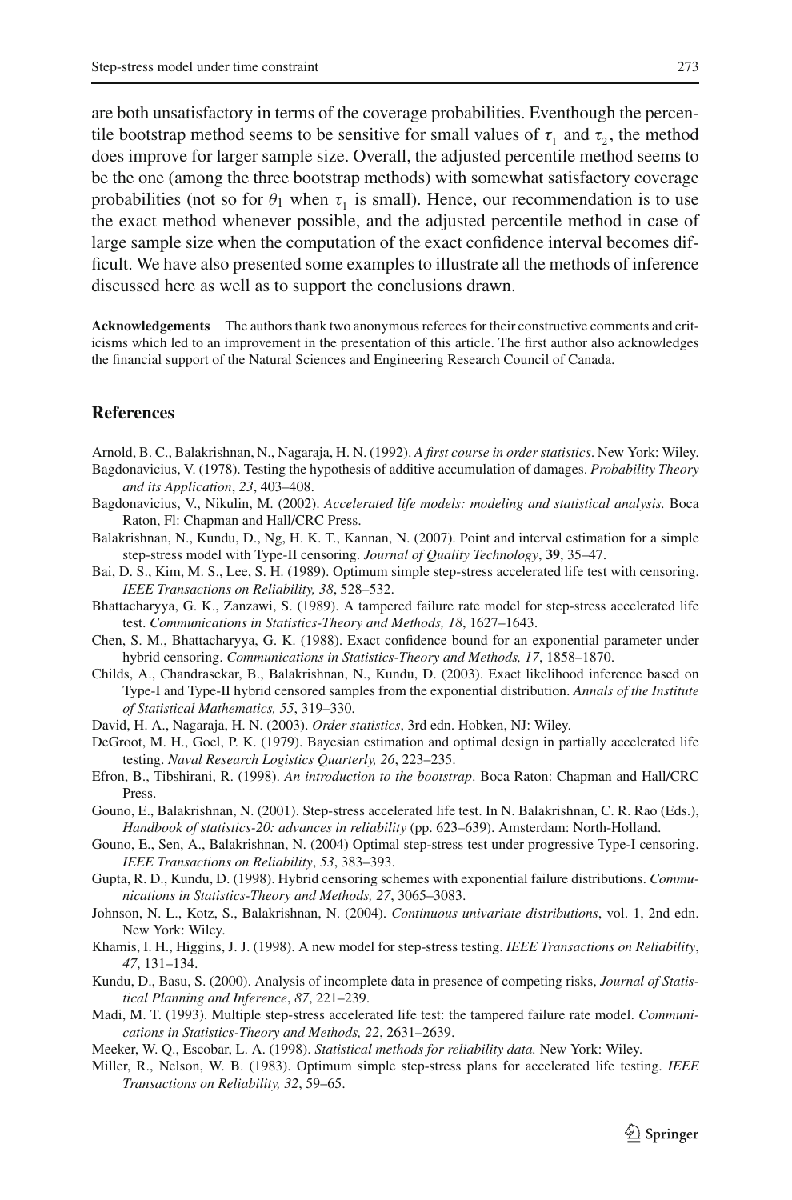are both unsatisfactory in terms of the coverage probabilities. Eventhough the percentile bootstrap method seems to be sensitive for small values of $\tau_1$ and $\tau_2$, the method does improve for larger sample size. Overall, the adjusted percentile method seems to be the one (among the three bootstrap methods) with somewhat satisfactory coverage probabilities (not so for $\theta_1$ when $\tau_1$ is small). Hence, our recommendation is to use the exact method whenever possible, and the adjusted percentile method in case of large sample size when the computation of the exact confidence interval becomes difficult. We have also presented some examples to illustrate all the methods of inference discussed here as well as to support the conclusions drawn.

**Acknowledgements** The authors thank two anonymous referees for their constructive comments and criticisms which led to an improvement in the presentation of this article. The first author also acknowledges the financial support of the Natural Sciences and Engineering Research Council of Canada.

## References

Arnold, B. C., Balakrishnan, N., Nagaraja, H. N. (1992). *A first course in order statistics*. New York: Wiley.

Bagdonavicius, V. (1978). Testing the hypothesis of additive accumulation of damages. *Probability Theory and its Application*, *23*, 403–408.

Bagdonavicius, V., Nikulin, M. (2002). *Accelerated life models: modeling and statistical analysis.* Boca Raton, Fl: Chapman and Hall/CRC Press.

Balakrishnan, N., Kundu, D., Ng, H. K. T., Kannan, N. (2007). Point and interval estimation for a simple step-stress model with Type-II censoring. *Journal of Quality Technology*, **39**, 35–47.

Bai, D. S., Kim, M. S., Lee, S. H. (1989). Optimum simple step-stress accelerated life test with censoring. *IEEE Transactions on Reliability, 38*, 528–532.

Bhattacharyya, G. K., Zanzawi, S. (1989). A tampered failure rate model for step-stress accelerated life test. *Communications in Statistics-Theory and Methods, 18*, 1627–1643.

Chen, S. M., Bhattacharyya, G. K. (1988). Exact confidence bound for an exponential parameter under hybrid censoring. *Communications in Statistics-Theory and Methods, 17*, 1858–1870.

Childs, A., Chandrasekar, B., Balakrishnan, N., Kundu, D. (2003). Exact likelihood inference based on Type-I and Type-II hybrid censored samples from the exponential distribution. *Annals of the Institute of Statistical Mathematics, 55*, 319–330.

David, H. A., Nagaraja, H. N. (2003). *Order statistics*, 3rd edn. Hobken, NJ: Wiley.

DeGroot, M. H., Goel, P. K. (1979). Bayesian estimation and optimal design in partially accelerated life testing. *Naval Research Logistics Quarterly, 26*, 223–235.

Efron, B., Tibshirani, R. (1998). *An introduction to the bootstrap*. Boca Raton: Chapman and Hall/CRC Press.

Gouno, E., Balakrishnan, N. (2001). Step-stress accelerated life test. In N. Balakrishnan, C. R. Rao (Eds.), *Handbook of statistics-20: advances in reliability* (pp. 623–639). Amsterdam: North-Holland.

Gouno, E., Sen, A., Balakrishnan, N. (2004) Optimal step-stress test under progressive Type-I censoring. *IEEE Transactions on Reliability*, *53*, 383–393.

Gupta, R. D., Kundu, D. (1998). Hybrid censoring schemes with exponential failure distributions. *Communications in Statistics-Theory and Methods, 27*, 3065–3083.

Johnson, N. L., Kotz, S., Balakrishnan, N. (2004). *Continuous univariate distributions*, vol. 1, 2nd edn. New York: Wiley.

Khamis, I. H., Higgins, J. J. (1998). A new model for step-stress testing. *IEEE Transactions on Reliability*, *47*, 131–134.

Kundu, D., Basu, S. (2000). Analysis of incomplete data in presence of competing risks, *Journal of Statistical Planning and Inference*, *87*, 221–239.

Madi, M. T. (1993). Multiple step-stress accelerated life test: the tampered failure rate model. *Communications in Statistics-Theory and Methods, 22*, 2631–2639.

Meeker, W. Q., Escobar, L. A. (1998). *Statistical methods for reliability data.* New York: Wiley.

Miller, R., Nelson, W. B. (1983). Optimum simple step-stress plans for accelerated life testing. *IEEE Transactions on Reliability, 32*, 59–65.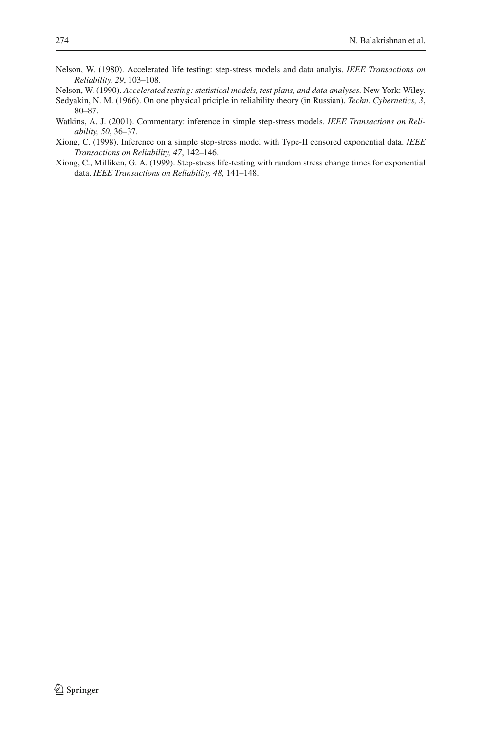Nelson, W. (1980). Accelerated life testing: step-stress models and data analyis. *IEEE Transactions on Reliability, 29*, 103–108.

Nelson, W. (1990). *Accelerated testing: statistical models, test plans, and data analyses*. New York: Wiley.

Sedyakin, N. M. (1966). On one physical priciple in reliability theory (in Russian). *Techn. Cybernetics, 3*, 80–87.

Watkins, A. J. (2001). Commentary: inference in simple step-stress models. *IEEE Transactions on Reliability, 50*, 36–37.

Xiong, C. (1998). Inference on a simple step-stress model with Type-II censored exponential data. *IEEE Transactions on Reliability, 47*, 142–146.

Xiong, C., Milliken, G. A. (1999). Step-stress life-testing with random stress change times for exponential data. *IEEE Transactions on Reliability, 48*, 141–148.